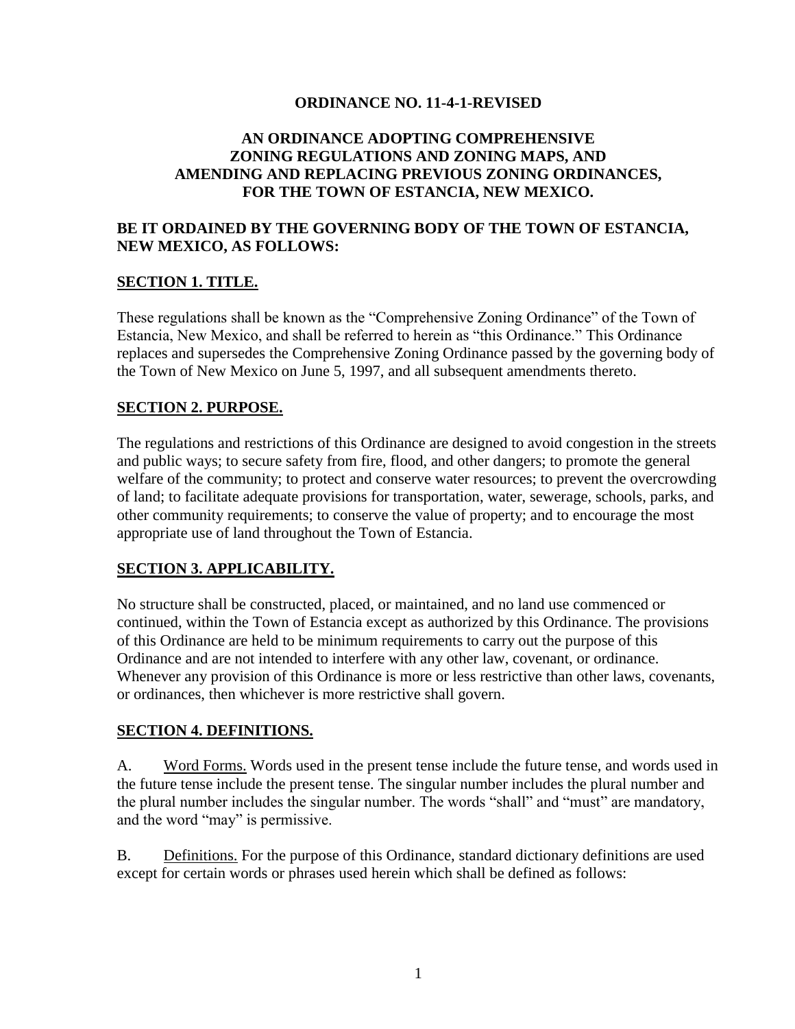**ORDINANCE NO. 11-4-1-REVISED**

**AN ORDINANCE ADOPTING COMPREHENSIVE ZONING REGULATIONS AND ZONING MAPS, AND AMENDING AND REPLACING PREVIOUS ZONING ORDINANCES, FOR THE TOWN OF ESTANCIA, NEW MEXICO.**

**BE IT ORDAINED BY THE GOVERNING BODY OF THE TOWN OF ESTANCIA, NEW MEXICO, AS FOLLOWS:**

## SECTION 1. TITLE.

These regulations shall be known as the "Comprehensive Zoning Ordinance" of the Town of Estancia, New Mexico, and shall be referred to herein as "this Ordinance." This Ordinance replaces and supersedes the Comprehensive Zoning Ordinance passed by the governing body of the Town of New Mexico on June 5, 1997, and all subsequent amendments thereto.

## SECTION 2. PURPOSE.

The regulations and restrictions of this Ordinance are designed to avoid congestion in the streets and public ways; to secure safety from fire, flood, and other dangers; to promote the general welfare of the community; to protect and conserve water resources; to prevent the overcrowding of land; to facilitate adequate provisions for transportation, water, sewerage, schools, parks, and other community requirements; to conserve the value of property; and to encourage the most appropriate use of land throughout the Town of Estancia.

## SECTION 3. APPLICABILITY.

No structure shall be constructed, placed, or maintained, and no land use commenced or continued, within the Town of Estancia except as authorized by this Ordinance. The provisions of this Ordinance are held to be minimum requirements to carry out the purpose of this Ordinance and are not intended to interfere with any other law, covenant, or ordinance. Whenever any provision of this Ordinance is more or less restrictive than other laws, covenants, or ordinances, then whichever is more restrictive shall govern.

## SECTION 4. DEFINITIONS.

A. Word Forms. Words used in the present tense include the future tense, and words used in the future tense include the present tense. The singular number includes the plural number and the plural number includes the singular number. The words "shall" and "must" are mandatory, and the word "may" is permissive.

B. Definitions. For the purpose of this Ordinance, standard dictionary definitions are used except for certain words or phrases used herein which shall be defined as follows: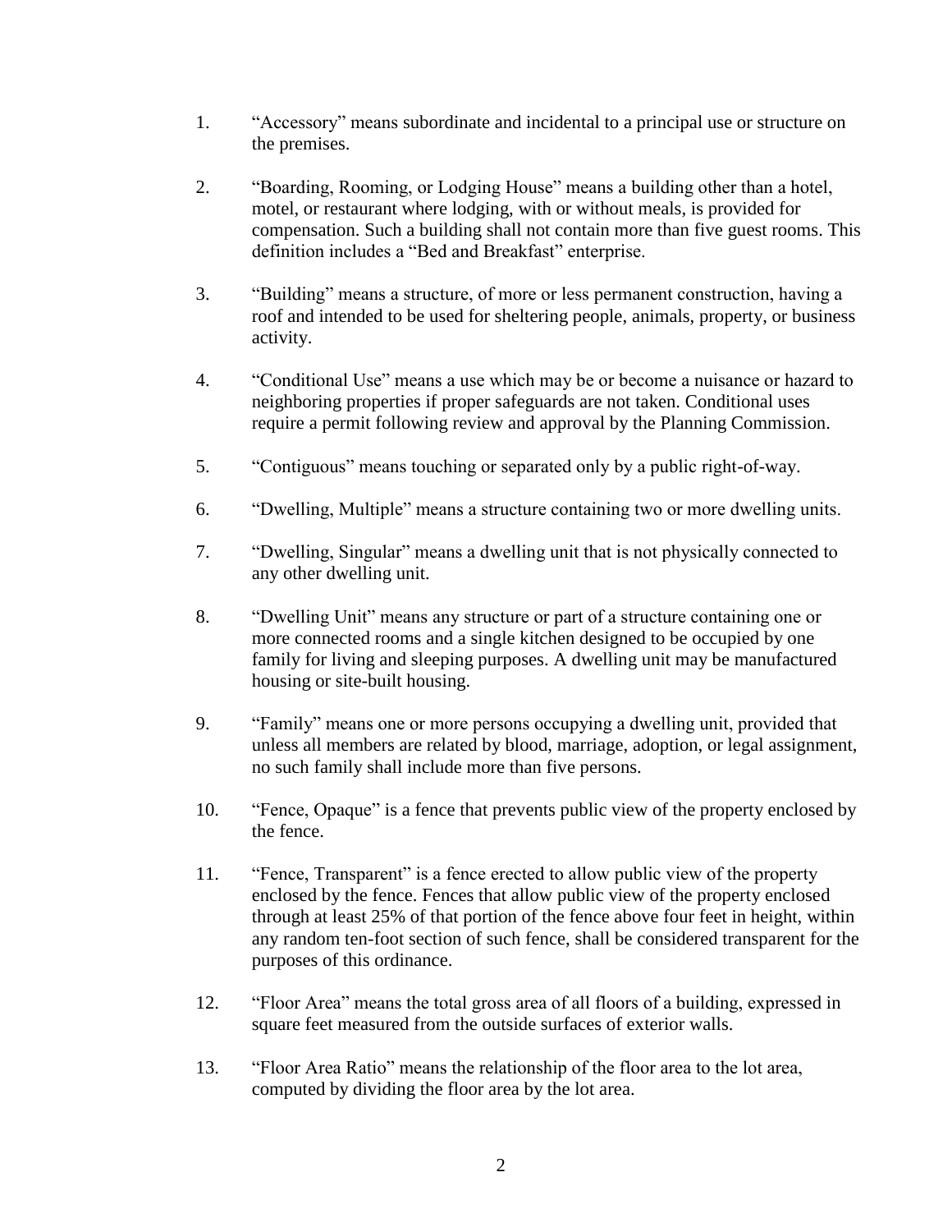1. "Accessory" means subordinate and incidental to a principal use or structure on the premises.

2. "Boarding, Rooming, or Lodging House" means a building other than a hotel, motel, or restaurant where lodging, with or without meals, is provided for compensation. Such a building shall not contain more than five guest rooms. This definition includes a "Bed and Breakfast" enterprise.

3. "Building" means a structure, of more or less permanent construction, having a roof and intended to be used for sheltering people, animals, property, or business activity.

4. "Conditional Use" means a use which may be or become a nuisance or hazard to neighboring properties if proper safeguards are not taken. Conditional uses require a permit following review and approval by the Planning Commission.

5. "Contiguous" means touching or separated only by a public right-of-way.

6. "Dwelling, Multiple" means a structure containing two or more dwelling units.

7. "Dwelling, Singular" means a dwelling unit that is not physically connected to any other dwelling unit.

8. "Dwelling Unit" means any structure or part of a structure containing one or more connected rooms and a single kitchen designed to be occupied by one family for living and sleeping purposes. A dwelling unit may be manufactured housing or site-built housing.

9. "Family" means one or more persons occupying a dwelling unit, provided that unless all members are related by blood, marriage, adoption, or legal assignment, no such family shall include more than five persons.

10. "Fence, Opaque" is a fence that prevents public view of the property enclosed by the fence.

11. "Fence, Transparent" is a fence erected to allow public view of the property enclosed by the fence. Fences that allow public view of the property enclosed through at least 25% of that portion of the fence above four feet in height, within any random ten-foot section of such fence, shall be considered transparent for the purposes of this ordinance.

12. "Floor Area" means the total gross area of all floors of a building, expressed in square feet measured from the outside surfaces of exterior walls.

13. "Floor Area Ratio" means the relationship of the floor area to the lot area, computed by dividing the floor area by the lot area.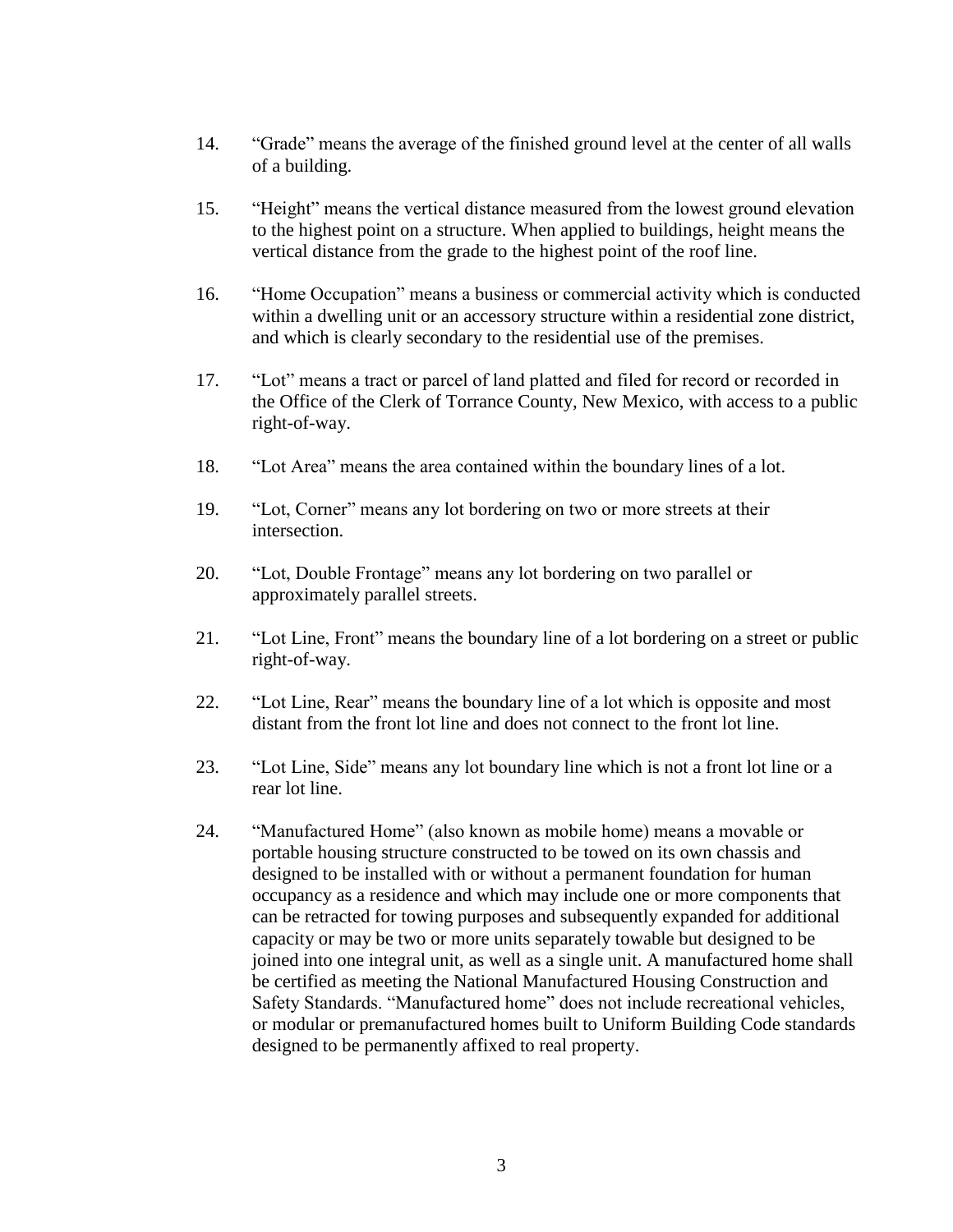14. “Grade” means the average of the finished ground level at the center of all walls of a building.

15. “Height” means the vertical distance measured from the lowest ground elevation to the highest point on a structure. When applied to buildings, height means the vertical distance from the grade to the highest point of the roof line.

16. “Home Occupation” means a business or commercial activity which is conducted within a dwelling unit or an accessory structure within a residential zone district, and which is clearly secondary to the residential use of the premises.

17. “Lot” means a tract or parcel of land platted and filed for record or recorded in the Office of the Clerk of Torrance County, New Mexico, with access to a public right-of-way.

18. “Lot Area” means the area contained within the boundary lines of a lot.

19. “Lot, Corner” means any lot bordering on two or more streets at their intersection.

20. “Lot, Double Frontage” means any lot bordering on two parallel or approximately parallel streets.

21. “Lot Line, Front” means the boundary line of a lot bordering on a street or public right-of-way.

22. “Lot Line, Rear” means the boundary line of a lot which is opposite and most distant from the front lot line and does not connect to the front lot line.

23. “Lot Line, Side” means any lot boundary line which is not a front lot line or a rear lot line.

24. “Manufactured Home” (also known as mobile home) means a movable or portable housing structure constructed to be towed on its own chassis and designed to be installed with or without a permanent foundation for human occupancy as a residence and which may include one or more components that can be retracted for towing purposes and subsequently expanded for additional capacity or may be two or more units separately towable but designed to be joined into one integral unit, as well as a single unit. A manufactured home shall be certified as meeting the National Manufactured Housing Construction and Safety Standards. “Manufactured home” does not include recreational vehicles, or modular or premanufactured homes built to Uniform Building Code standards designed to be permanently affixed to real property.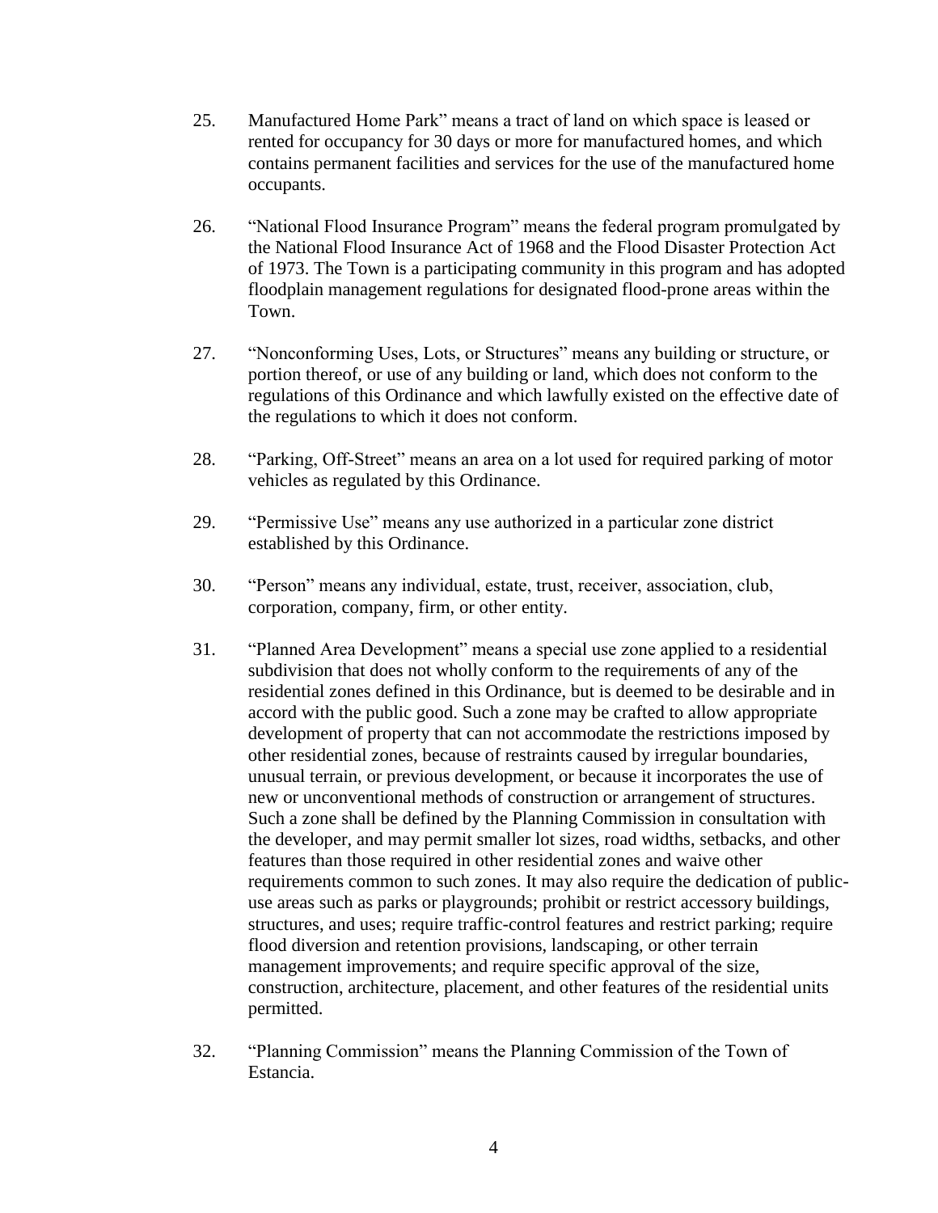25. Manufactured Home Park" means a tract of land on which space is leased or rented for occupancy for 30 days or more for manufactured homes, and which contains permanent facilities and services for the use of the manufactured home occupants.

26. "National Flood Insurance Program" means the federal program promulgated by the National Flood Insurance Act of 1968 and the Flood Disaster Protection Act of 1973. The Town is a participating community in this program and has adopted floodplain management regulations for designated flood-prone areas within the Town.

27. "Nonconforming Uses, Lots, or Structures" means any building or structure, or portion thereof, or use of any building or land, which does not conform to the regulations of this Ordinance and which lawfully existed on the effective date of the regulations to which it does not conform.

28. "Parking, Off-Street" means an area on a lot used for required parking of motor vehicles as regulated by this Ordinance.

29. "Permissive Use" means any use authorized in a particular zone district established by this Ordinance.

30. "Person" means any individual, estate, trust, receiver, association, club, corporation, company, firm, or other entity.

31. "Planned Area Development" means a special use zone applied to a residential subdivision that does not wholly conform to the requirements of any of the residential zones defined in this Ordinance, but is deemed to be desirable and in accord with the public good. Such a zone may be crafted to allow appropriate development of property that can not accommodate the restrictions imposed by other residential zones, because of restraints caused by irregular boundaries, unusual terrain, or previous development, or because it incorporates the use of new or unconventional methods of construction or arrangement of structures. Such a zone shall be defined by the Planning Commission in consultation with the developer, and may permit smaller lot sizes, road widths, setbacks, and other features than those required in other residential zones and waive other requirements common to such zones. It may also require the dedication of public-use areas such as parks or playgrounds; prohibit or restrict accessory buildings, structures, and uses; require traffic-control features and restrict parking; require flood diversion and retention provisions, landscaping, or other terrain management improvements; and require specific approval of the size, construction, architecture, placement, and other features of the residential units permitted.

32. "Planning Commission" means the Planning Commission of the Town of Estancia.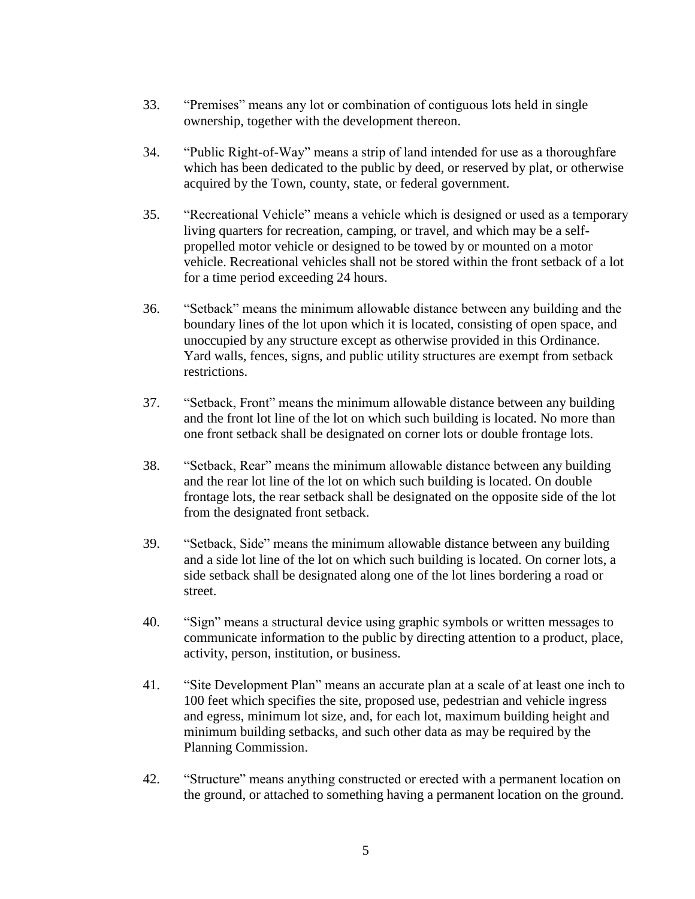33. “Premises” means any lot or combination of contiguous lots held in single ownership, together with the development thereon.

34. “Public Right-of-Way” means a strip of land intended for use as a thoroughfare which has been dedicated to the public by deed, or reserved by plat, or otherwise acquired by the Town, county, state, or federal government.

35. “Recreational Vehicle” means a vehicle which is designed or used as a temporary living quarters for recreation, camping, or travel, and which may be a self-propelled motor vehicle or designed to be towed by or mounted on a motor vehicle. Recreational vehicles shall not be stored within the front setback of a lot for a time period exceeding 24 hours.

36. “Setback” means the minimum allowable distance between any building and the boundary lines of the lot upon which it is located, consisting of open space, and unoccupied by any structure except as otherwise provided in this Ordinance. Yard walls, fences, signs, and public utility structures are exempt from setback restrictions.

37. “Setback, Front” means the minimum allowable distance between any building and the front lot line of the lot on which such building is located. No more than one front setback shall be designated on corner lots or double frontage lots.

38. “Setback, Rear” means the minimum allowable distance between any building and the rear lot line of the lot on which such building is located. On double frontage lots, the rear setback shall be designated on the opposite side of the lot from the designated front setback.

39. “Setback, Side” means the minimum allowable distance between any building and a side lot line of the lot on which such building is located. On corner lots, a side setback shall be designated along one of the lot lines bordering a road or street.

40. “Sign” means a structural device using graphic symbols or written messages to communicate information to the public by directing attention to a product, place, activity, person, institution, or business.

41. “Site Development Plan” means an accurate plan at a scale of at least one inch to 100 feet which specifies the site, proposed use, pedestrian and vehicle ingress and egress, minimum lot size, and, for each lot, maximum building height and minimum building setbacks, and such other data as may be required by the Planning Commission.

42. “Structure” means anything constructed or erected with a permanent location on the ground, or attached to something having a permanent location on the ground.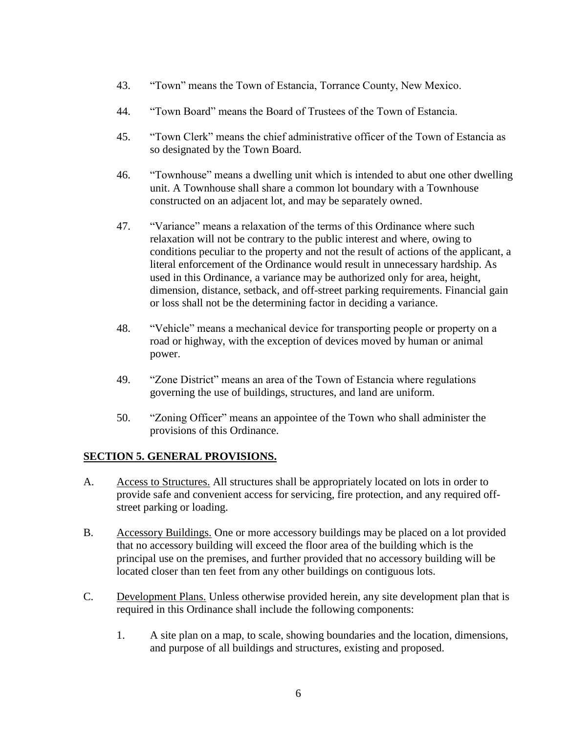43. "Town" means the Town of Estancia, Torrance County, New Mexico.

44. "Town Board" means the Board of Trustees of the Town of Estancia.

45. "Town Clerk" means the chief administrative officer of the Town of Estancia as so designated by the Town Board.

46. "Townhouse" means a dwelling unit which is intended to abut one other dwelling unit. A Townhouse shall share a common lot boundary with a Townhouse constructed on an adjacent lot, and may be separately owned.

47. "Variance" means a relaxation of the terms of this Ordinance where such relaxation will not be contrary to the public interest and where, owing to conditions peculiar to the property and not the result of actions of the applicant, a literal enforcement of the Ordinance would result in unnecessary hardship. As used in this Ordinance, a variance may be authorized only for area, height, dimension, distance, setback, and off-street parking requirements. Financial gain or loss shall not be the determining factor in deciding a variance.

48. "Vehicle" means a mechanical device for transporting people or property on a road or highway, with the exception of devices moved by human or animal power.

49. "Zone District" means an area of the Town of Estancia where regulations governing the use of buildings, structures, and land are uniform.

50. "Zoning Officer" means an appointee of the Town who shall administer the provisions of this Ordinance.

## SECTION 5. GENERAL PROVISIONS.

A. Access to Structures. All structures shall be appropriately located on lots in order to provide safe and convenient access for servicing, fire protection, and any required off-street parking or loading.

B. Accessory Buildings. One or more accessory buildings may be placed on a lot provided that no accessory building will exceed the floor area of the building which is the principal use on the premises, and further provided that no accessory building will be located closer than ten feet from any other buildings on contiguous lots.

C. Development Plans. Unless otherwise provided herein, any site development plan that is required in this Ordinance shall include the following components:

   1. A site plan on a map, to scale, showing boundaries and the location, dimensions, and purpose of all buildings and structures, existing and proposed.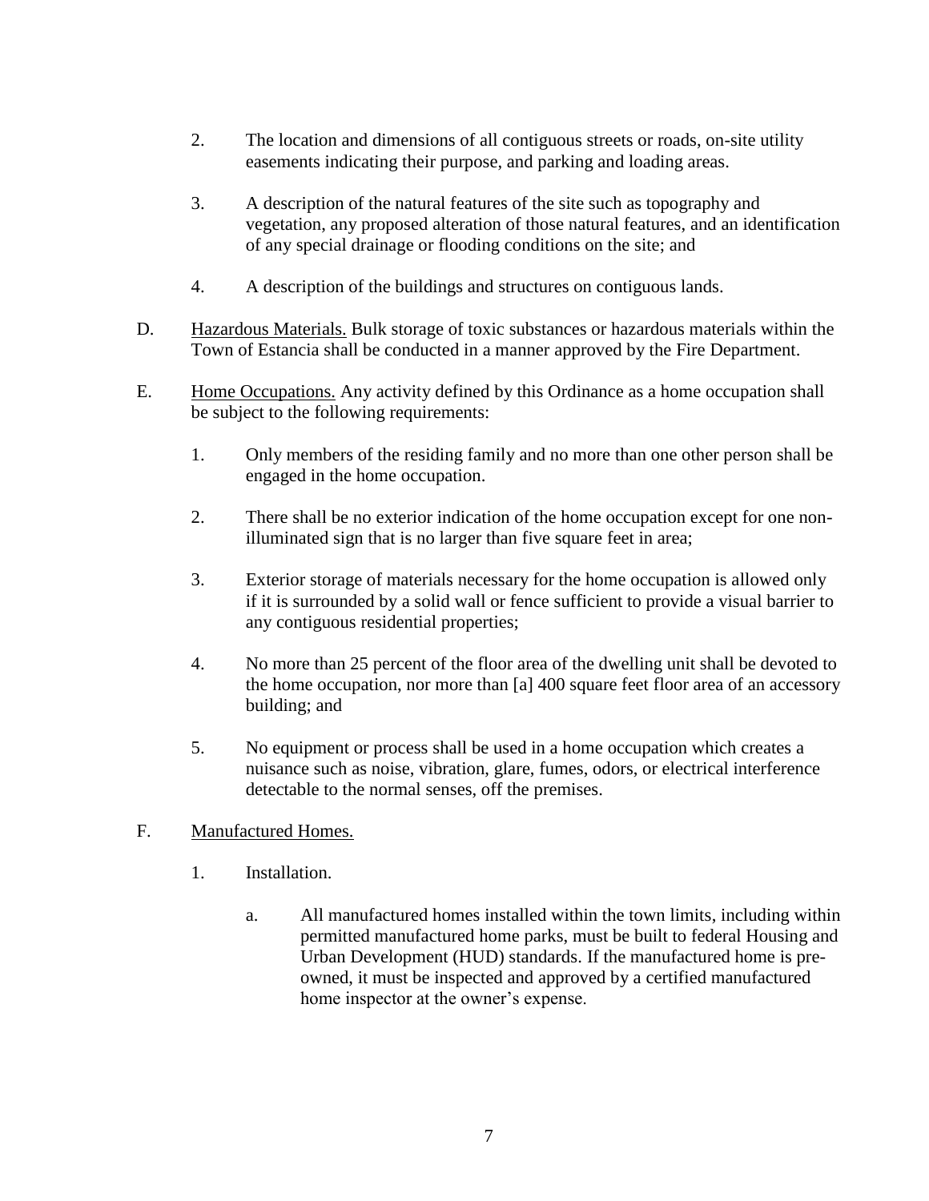2. The location and dimensions of all contiguous streets or roads, on-site utility easements indicating their purpose, and parking and loading areas.

3. A description of the natural features of the site such as topography and vegetation, any proposed alteration of those natural features, and an identification of any special drainage or flooding conditions on the site; and

4. A description of the buildings and structures on contiguous lands.

D. Hazardous Materials. Bulk storage of toxic substances or hazardous materials within the Town of Estancia shall be conducted in a manner approved by the Fire Department.

E. Home Occupations. Any activity defined by this Ordinance as a home occupation shall be subject to the following requirements:

1. Only members of the residing family and no more than one other person shall be engaged in the home occupation.

2. There shall be no exterior indication of the home occupation except for one non-illuminated sign that is no larger than five square feet in area;

3. Exterior storage of materials necessary for the home occupation is allowed only if it is surrounded by a solid wall or fence sufficient to provide a visual barrier to any contiguous residential properties;

4. No more than 25 percent of the floor area of the dwelling unit shall be devoted to the home occupation, nor more than [a] 400 square feet floor area of an accessory building; and

5. No equipment or process shall be used in a home occupation which creates a nuisance such as noise, vibration, glare, fumes, odors, or electrical interference detectable to the normal senses, off the premises.

F. Manufactured Homes.

1. Installation.

a. All manufactured homes installed within the town limits, including within permitted manufactured home parks, must be built to federal Housing and Urban Development (HUD) standards. If the manufactured home is pre-owned, it must be inspected and approved by a certified manufactured home inspector at the owner's expense.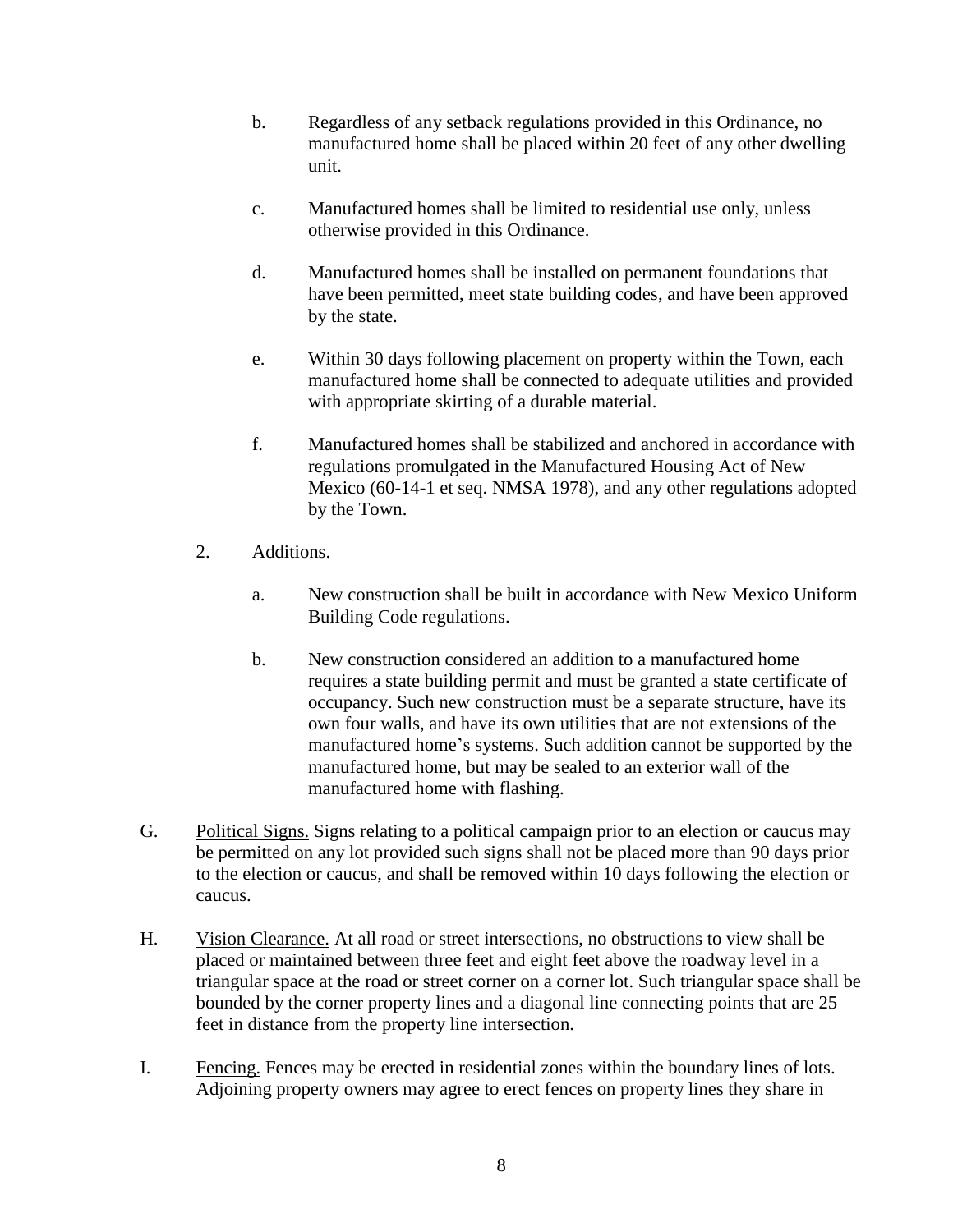b. Regardless of any setback regulations provided in this Ordinance, no manufactured home shall be placed within 20 feet of any other dwelling unit.

c. Manufactured homes shall be limited to residential use only, unless otherwise provided in this Ordinance.

d. Manufactured homes shall be installed on permanent foundations that have been permitted, meet state building codes, and have been approved by the state.

e. Within 30 days following placement on property within the Town, each manufactured home shall be connected to adequate utilities and provided with appropriate skirting of a durable material.

f. Manufactured homes shall be stabilized and anchored in accordance with regulations promulgated in the Manufactured Housing Act of New Mexico (60-14-1 et seq. NMSA 1978), and any other regulations adopted by the Town.

2. Additions.

a. New construction shall be built in accordance with New Mexico Uniform Building Code regulations.

b. New construction considered an addition to a manufactured home requires a state building permit and must be granted a state certificate of occupancy. Such new construction must be a separate structure, have its own four walls, and have its own utilities that are not extensions of the manufactured home's systems. Such addition cannot be supported by the manufactured home, but may be sealed to an exterior wall of the manufactured home with flashing.

G. Political Signs. Signs relating to a political campaign prior to an election or caucus may be permitted on any lot provided such signs shall not be placed more than 90 days prior to the election or caucus, and shall be removed within 10 days following the election or caucus.

H. Vision Clearance. At all road or street intersections, no obstructions to view shall be placed or maintained between three feet and eight feet above the roadway level in a triangular space at the road or street corner on a corner lot. Such triangular space shall be bounded by the corner property lines and a diagonal line connecting points that are 25 feet in distance from the property line intersection.

I. Fencing. Fences may be erected in residential zones within the boundary lines of lots. Adjoining property owners may agree to erect fences on property lines they share in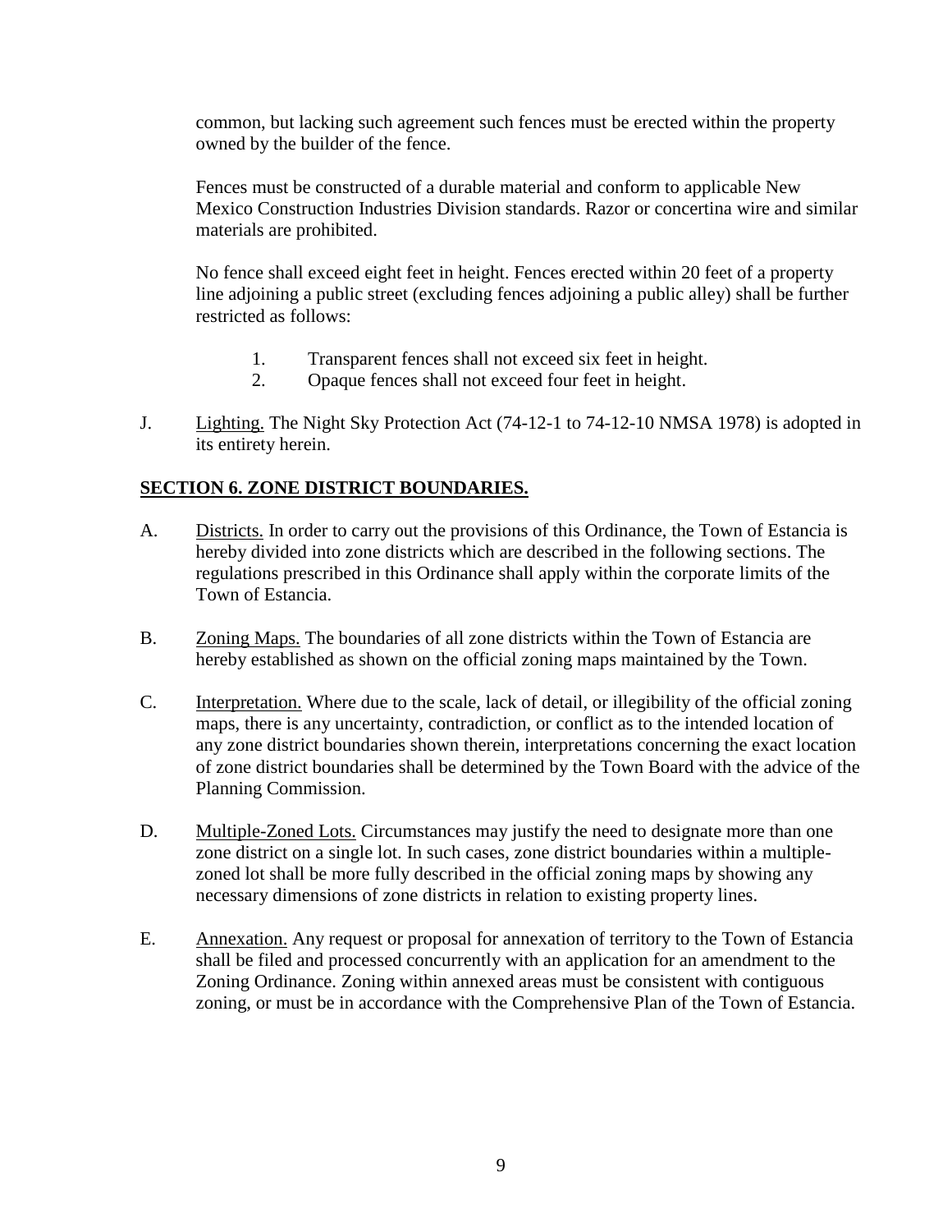common, but lacking such agreement such fences must be erected within the property owned by the builder of the fence.

Fences must be constructed of a durable material and conform to applicable New Mexico Construction Industries Division standards. Razor or concertina wire and similar materials are prohibited.

No fence shall exceed eight feet in height. Fences erected within 20 feet of a property line adjoining a public street (excluding fences adjoining a public alley) shall be further restricted as follows:

1. Transparent fences shall not exceed six feet in height.
2. Opaque fences shall not exceed four feet in height.

J. Lighting. The Night Sky Protection Act (74-12-1 to 74-12-10 NMSA 1978) is adopted in its entirety herein.

## SECTION 6. ZONE DISTRICT BOUNDARIES.

A. Districts. In order to carry out the provisions of this Ordinance, the Town of Estancia is hereby divided into zone districts which are described in the following sections. The regulations prescribed in this Ordinance shall apply within the corporate limits of the Town of Estancia.

B. Zoning Maps. The boundaries of all zone districts within the Town of Estancia are hereby established as shown on the official zoning maps maintained by the Town.

C. Interpretation. Where due to the scale, lack of detail, or illegibility of the official zoning maps, there is any uncertainty, contradiction, or conflict as to the intended location of any zone district boundaries shown therein, interpretations concerning the exact location of zone district boundaries shall be determined by the Town Board with the advice of the Planning Commission.

D. Multiple-Zoned Lots. Circumstances may justify the need to designate more than one zone district on a single lot. In such cases, zone district boundaries within a multiple-zoned lot shall be more fully described in the official zoning maps by showing any necessary dimensions of zone districts in relation to existing property lines.

E. Annexation. Any request or proposal for annexation of territory to the Town of Estancia shall be filed and processed concurrently with an application for an amendment to the Zoning Ordinance. Zoning within annexed areas must be consistent with contiguous zoning, or must be in accordance with the Comprehensive Plan of the Town of Estancia.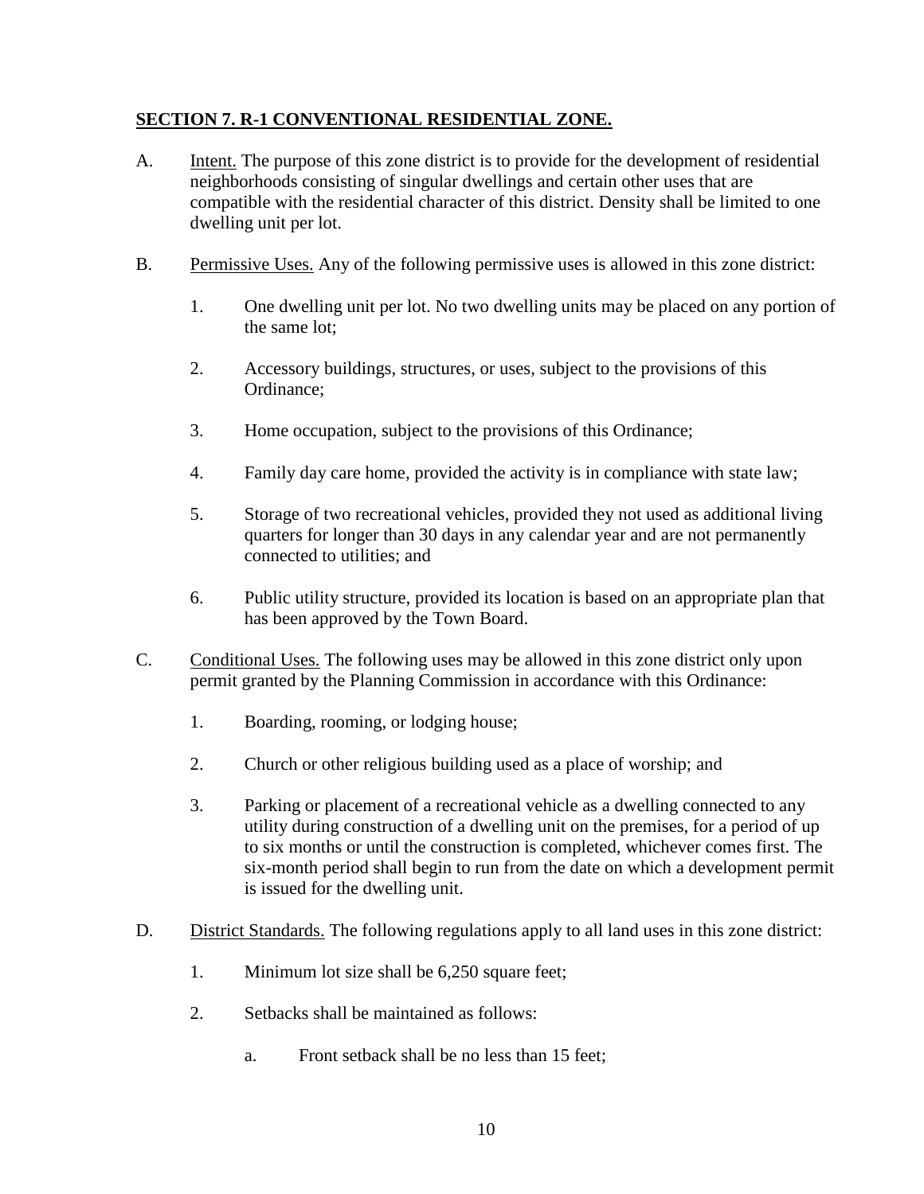## SECTION 7. R-1 CONVENTIONAL RESIDENTIAL ZONE.

A. Intent. The purpose of this zone district is to provide for the development of residential neighborhoods consisting of singular dwellings and certain other uses that are compatible with the residential character of this district. Density shall be limited to one dwelling unit per lot.

B. Permissive Uses. Any of the following permissive uses is allowed in this zone district:

1. One dwelling unit per lot. No two dwelling units may be placed on any portion of the same lot;

2. Accessory buildings, structures, or uses, subject to the provisions of this Ordinance;

3. Home occupation, subject to the provisions of this Ordinance;

4. Family day care home, provided the activity is in compliance with state law;

5. Storage of two recreational vehicles, provided they not used as additional living quarters for longer than 30 days in any calendar year and are not permanently connected to utilities; and

6. Public utility structure, provided its location is based on an appropriate plan that has been approved by the Town Board.

C. Conditional Uses. The following uses may be allowed in this zone district only upon permit granted by the Planning Commission in accordance with this Ordinance:

1. Boarding, rooming, or lodging house;

2. Church or other religious building used as a place of worship; and

3. Parking or placement of a recreational vehicle as a dwelling connected to any utility during construction of a dwelling unit on the premises, for a period of up to six months or until the construction is completed, whichever comes first. The six-month period shall begin to run from the date on which a development permit is issued for the dwelling unit.

D. District Standards. The following regulations apply to all land uses in this zone district:

1. Minimum lot size shall be 6,250 square feet;

2. Setbacks shall be maintained as follows:

   a. Front setback shall be no less than 15 feet;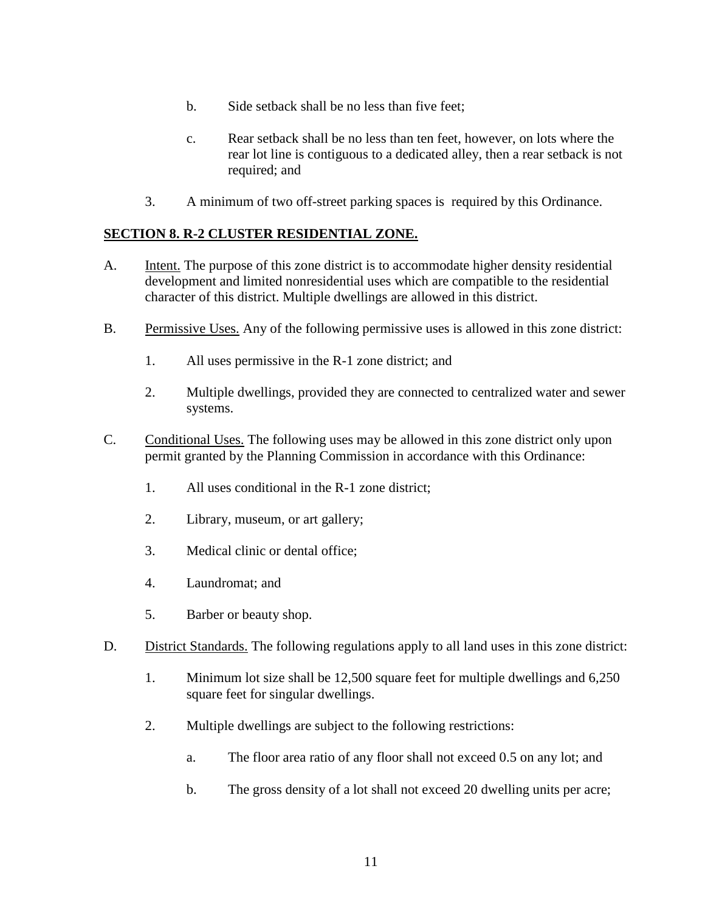b. Side setback shall be no less than five feet;

c. Rear setback shall be no less than ten feet, however, on lots where the rear lot line is contiguous to a dedicated alley, then a rear setback is not required; and

3. A minimum of two off-street parking spaces is required by this Ordinance.

## SECTION 8. R-2 CLUSTER RESIDENTIAL ZONE.

A. Intent. The purpose of this zone district is to accommodate higher density residential development and limited nonresidential uses which are compatible to the residential character of this district. Multiple dwellings are allowed in this district.

B. Permissive Uses. Any of the following permissive uses is allowed in this zone district:

1. All uses permissive in the R-1 zone district; and

2. Multiple dwellings, provided they are connected to centralized water and sewer systems.

C. Conditional Uses. The following uses may be allowed in this zone district only upon permit granted by the Planning Commission in accordance with this Ordinance:

1. All uses conditional in the R-1 zone district;

2. Library, museum, or art gallery;

3. Medical clinic or dental office;

4. Laundromat; and

5. Barber or beauty shop.

D. District Standards. The following regulations apply to all land uses in this zone district:

1. Minimum lot size shall be 12,500 square feet for multiple dwellings and 6,250 square feet for singular dwellings.

2. Multiple dwellings are subject to the following restrictions:

a. The floor area ratio of any floor shall not exceed 0.5 on any lot; and

b. The gross density of a lot shall not exceed 20 dwelling units per acre;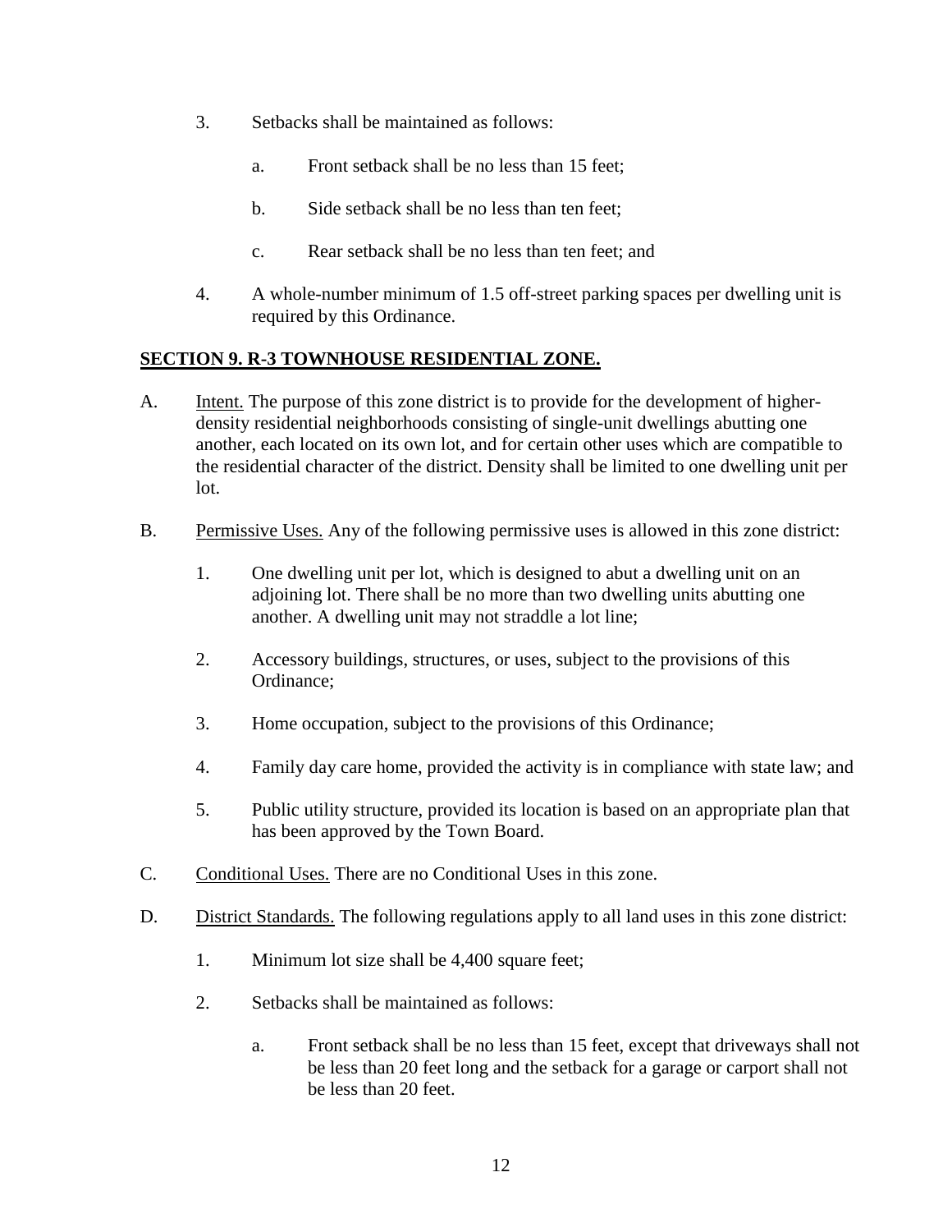3. Setbacks shall be maintained as follows:

    a. Front setback shall be no less than 15 feet;

    b. Side setback shall be no less than ten feet;

    c. Rear setback shall be no less than ten feet; and

4. A whole-number minimum of 1.5 off-street parking spaces per dwelling unit is required by this Ordinance.

## **SECTION 9. R-3 TOWNHOUSE RESIDENTIAL ZONE.**

A. Intent. The purpose of this zone district is to provide for the development of higher-density residential neighborhoods consisting of single-unit dwellings abutting one another, each located on its own lot, and for certain other uses which are compatible to the residential character of the district. Density shall be limited to one dwelling unit per lot.

B. Permissive Uses. Any of the following permissive uses is allowed in this zone district:

    1. One dwelling unit per lot, which is designed to abut a dwelling unit on an adjoining lot. There shall be no more than two dwelling units abutting one another. A dwelling unit may not straddle a lot line;

    2. Accessory buildings, structures, or uses, subject to the provisions of this Ordinance;

    3. Home occupation, subject to the provisions of this Ordinance;

    4. Family day care home, provided the activity is in compliance with state law; and

    5. Public utility structure, provided its location is based on an appropriate plan that has been approved by the Town Board.

C. Conditional Uses. There are no Conditional Uses in this zone.

D. District Standards. The following regulations apply to all land uses in this zone district:

    1. Minimum lot size shall be 4,400 square feet;

    2. Setbacks shall be maintained as follows:

        a. Front setback shall be no less than 15 feet, except that driveways shall not be less than 20 feet long and the setback for a garage or carport shall not be less than 20 feet.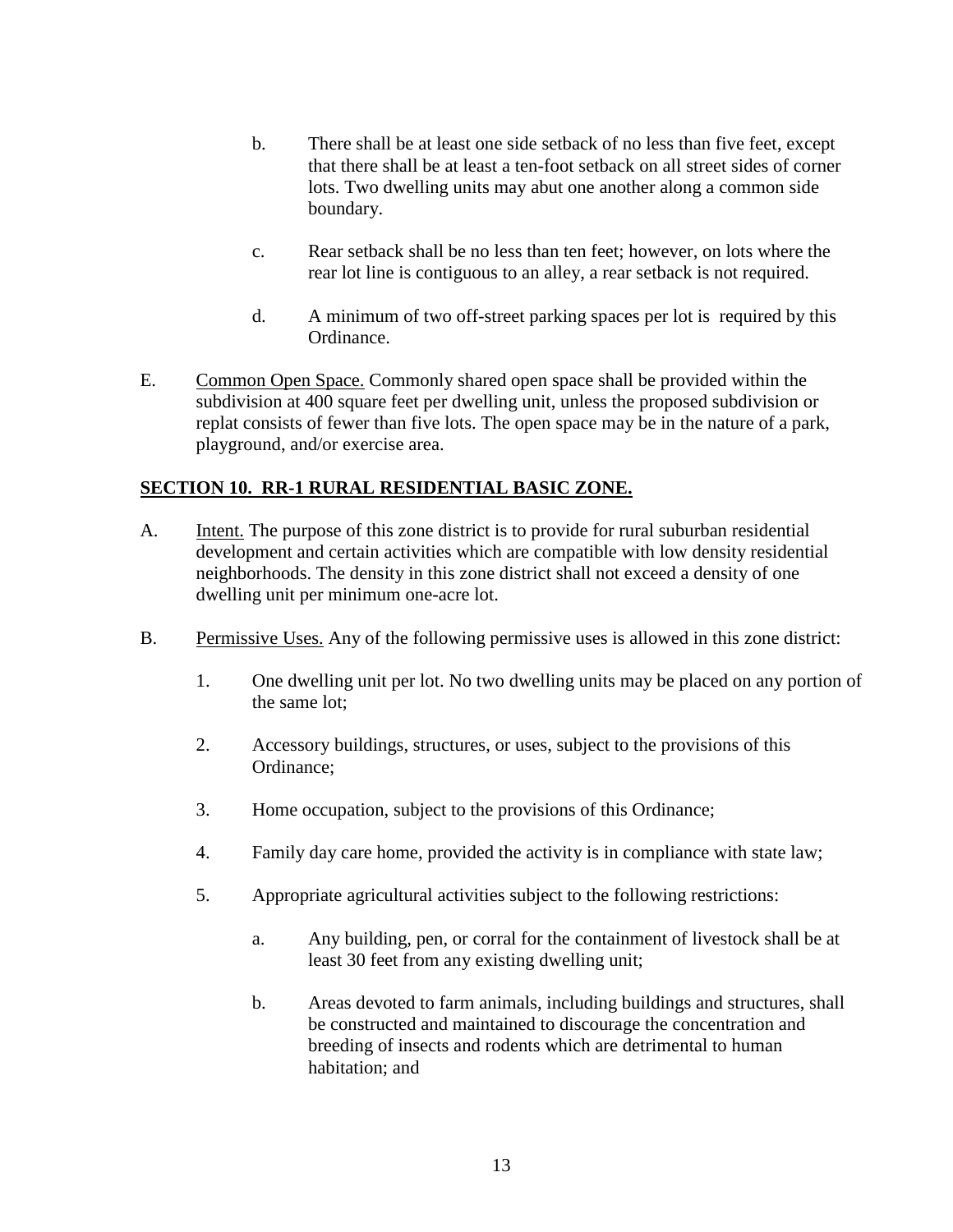b. There shall be at least one side setback of no less than five feet, except that there shall be at least a ten-foot setback on all street sides of corner lots. Two dwelling units may abut one another along a common side boundary.

c. Rear setback shall be no less than ten feet; however, on lots where the rear lot line is contiguous to an alley, a rear setback is not required.

d. A minimum of two off-street parking spaces per lot is required by this Ordinance.

E. Common Open Space. Commonly shared open space shall be provided within the subdivision at 400 square feet per dwelling unit, unless the proposed subdivision or replat consists of fewer than five lots. The open space may be in the nature of a park, playground, and/or exercise area.

## SECTION 10. RR-1 RURAL RESIDENTIAL BASIC ZONE.

A. Intent. The purpose of this zone district is to provide for rural suburban residential development and certain activities which are compatible with low density residential neighborhoods. The density in this zone district shall not exceed a density of one dwelling unit per minimum one-acre lot.

B. Permissive Uses. Any of the following permissive uses is allowed in this zone district:

1. One dwelling unit per lot. No two dwelling units may be placed on any portion of the same lot;

2. Accessory buildings, structures, or uses, subject to the provisions of this Ordinance;

3. Home occupation, subject to the provisions of this Ordinance;

4. Family day care home, provided the activity is in compliance with state law;

5. Appropriate agricultural activities subject to the following restrictions:

   a. Any building, pen, or corral for the containment of livestock shall be at least 30 feet from any existing dwelling unit;

   b. Areas devoted to farm animals, including buildings and structures, shall be constructed and maintained to discourage the concentration and breeding of insects and rodents which are detrimental to human habitation; and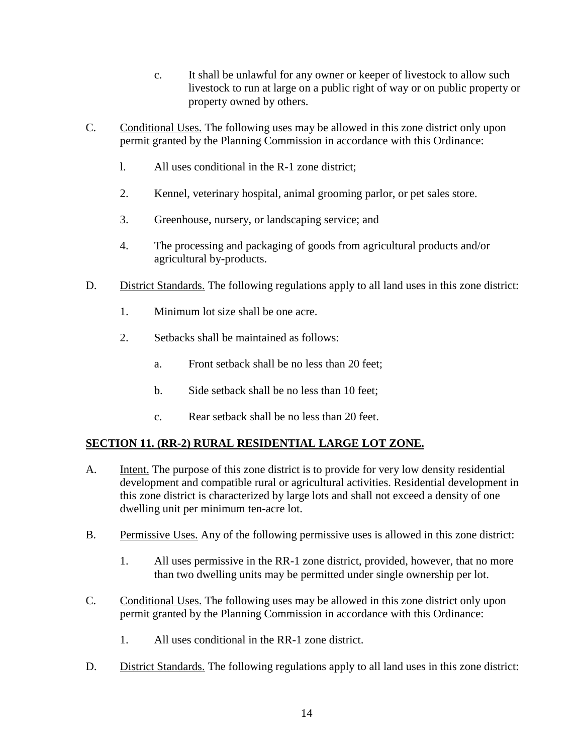c. It shall be unlawful for any owner or keeper of livestock to allow such livestock to run at large on a public right of way or on public property or property owned by others.

C. Conditional Uses. The following uses may be allowed in this zone district only upon permit granted by the Planning Commission in accordance with this Ordinance:

1. All uses conditional in the R-1 zone district;

2. Kennel, veterinary hospital, animal grooming parlor, or pet sales store.

3. Greenhouse, nursery, or landscaping service; and

4. The processing and packaging of goods from agricultural products and/or agricultural by-products.

D. District Standards. The following regulations apply to all land uses in this zone district:

1. Minimum lot size shall be one acre.

2. Setbacks shall be maintained as follows:

   a. Front setback shall be no less than 20 feet;

   b. Side setback shall be no less than 10 feet;

   c. Rear setback shall be no less than 20 feet.

## SECTION 11. (RR-2) RURAL RESIDENTIAL LARGE LOT ZONE.

A. Intent. The purpose of this zone district is to provide for very low density residential development and compatible rural or agricultural activities. Residential development in this zone district is characterized by large lots and shall not exceed a density of one dwelling unit per minimum ten-acre lot.

B. Permissive Uses. Any of the following permissive uses is allowed in this zone district:

1. All uses permissive in the RR-1 zone district, provided, however, that no more than two dwelling units may be permitted under single ownership per lot.

C. Conditional Uses. The following uses may be allowed in this zone district only upon permit granted by the Planning Commission in accordance with this Ordinance:

1. All uses conditional in the RR-1 zone district.

D. District Standards. The following regulations apply to all land uses in this zone district: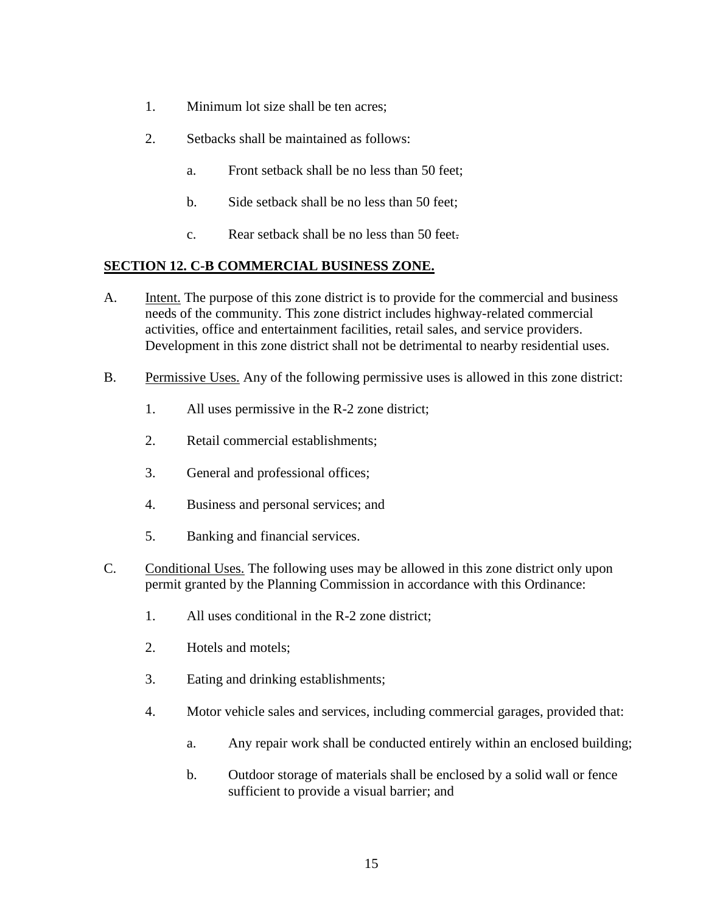1. Minimum lot size shall be ten acres;

2. Setbacks shall be maintained as follows:

    a. Front setback shall be no less than 50 feet;

    b. Side setback shall be no less than 50 feet;

    c. Rear setback shall be no less than 50 feet.

## SECTION 12. C-B COMMERCIAL BUSINESS ZONE.

A. Intent. The purpose of this zone district is to provide for the commercial and business needs of the community. This zone district includes highway-related commercial activities, office and entertainment facilities, retail sales, and service providers. Development in this zone district shall not be detrimental to nearby residential uses.

B. Permissive Uses. Any of the following permissive uses is allowed in this zone district:

1. All uses permissive in the R-2 zone district;

2. Retail commercial establishments;

3. General and professional offices;

4. Business and personal services; and

5. Banking and financial services.

C. Conditional Uses. The following uses may be allowed in this zone district only upon permit granted by the Planning Commission in accordance with this Ordinance:

1. All uses conditional in the R-2 zone district;

2. Hotels and motels;

3. Eating and drinking establishments;

4. Motor vehicle sales and services, including commercial garages, provided that:

    a. Any repair work shall be conducted entirely within an enclosed building;

    b. Outdoor storage of materials shall be enclosed by a solid wall or fence sufficient to provide a visual barrier; and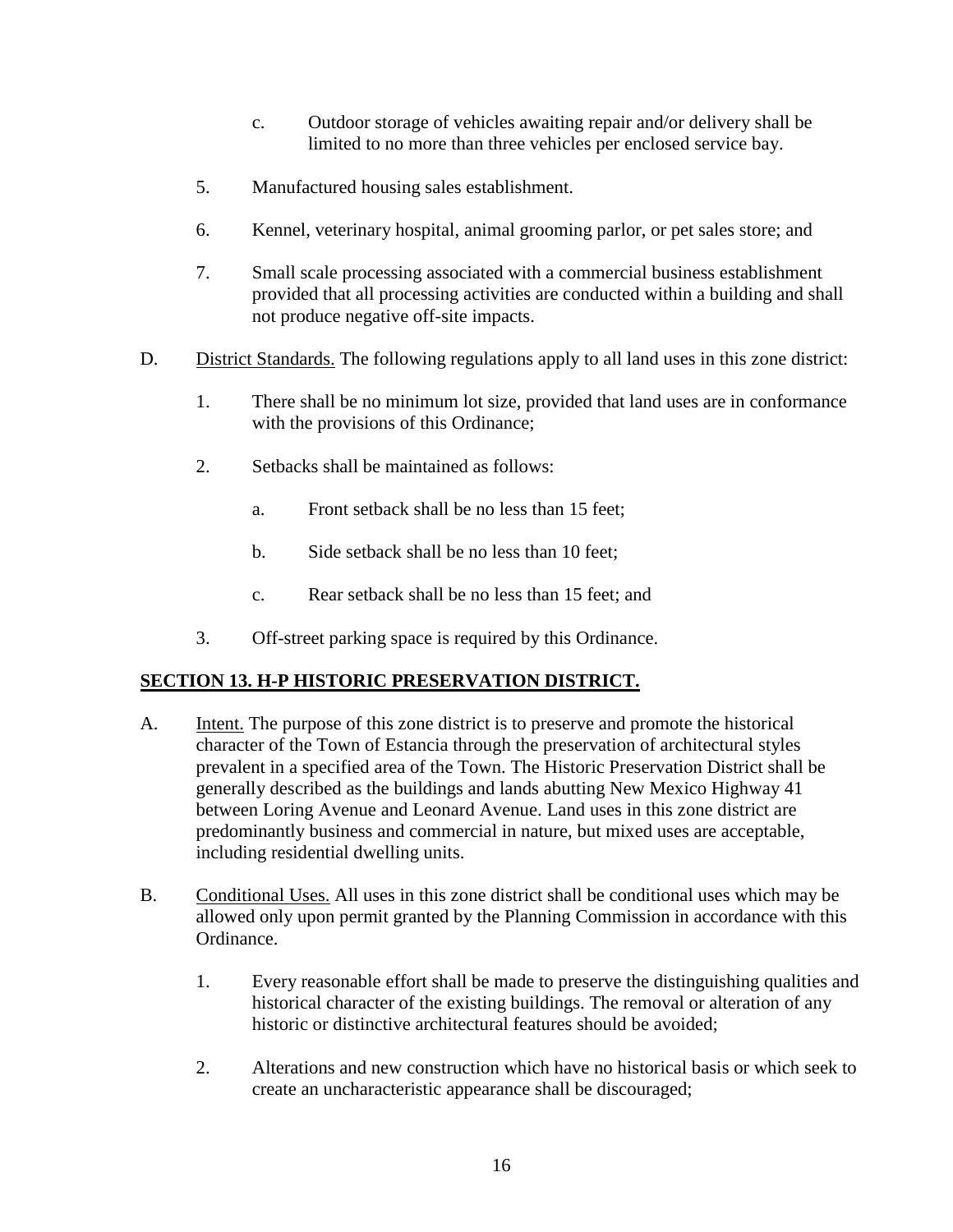c. Outdoor storage of vehicles awaiting repair and/or delivery shall be limited to no more than three vehicles per enclosed service bay.

5. Manufactured housing sales establishment.

6. Kennel, veterinary hospital, animal grooming parlor, or pet sales store; and

7. Small scale processing associated with a commercial business establishment provided that all processing activities are conducted within a building and shall not produce negative off-site impacts.

D. <u>District Standards.</u> The following regulations apply to all land uses in this zone district:

1. There shall be no minimum lot size, provided that land uses are in conformance with the provisions of this Ordinance;

2. Setbacks shall be maintained as follows:

   a. Front setback shall be no less than 15 feet;

   b. Side setback shall be no less than 10 feet;

   c. Rear setback shall be no less than 15 feet; and

3. Off-street parking space is required by this Ordinance.

## SECTION 13. H-P HISTORIC PRESERVATION DISTRICT.

A. <u>Intent.</u> The purpose of this zone district is to preserve and promote the historical character of the Town of Estancia through the preservation of architectural styles prevalent in a specified area of the Town. The Historic Preservation District shall be generally described as the buildings and lands abutting New Mexico Highway 41 between Loring Avenue and Leonard Avenue. Land uses in this zone district are predominantly business and commercial in nature, but mixed uses are acceptable, including residential dwelling units.

B. <u>Conditional Uses.</u> All uses in this zone district shall be conditional uses which may be allowed only upon permit granted by the Planning Commission in accordance with this Ordinance.

1. Every reasonable effort shall be made to preserve the distinguishing qualities and historical character of the existing buildings. The removal or alteration of any historic or distinctive architectural features should be avoided;

2. Alterations and new construction which have no historical basis or which seek to create an uncharacteristic appearance shall be discouraged;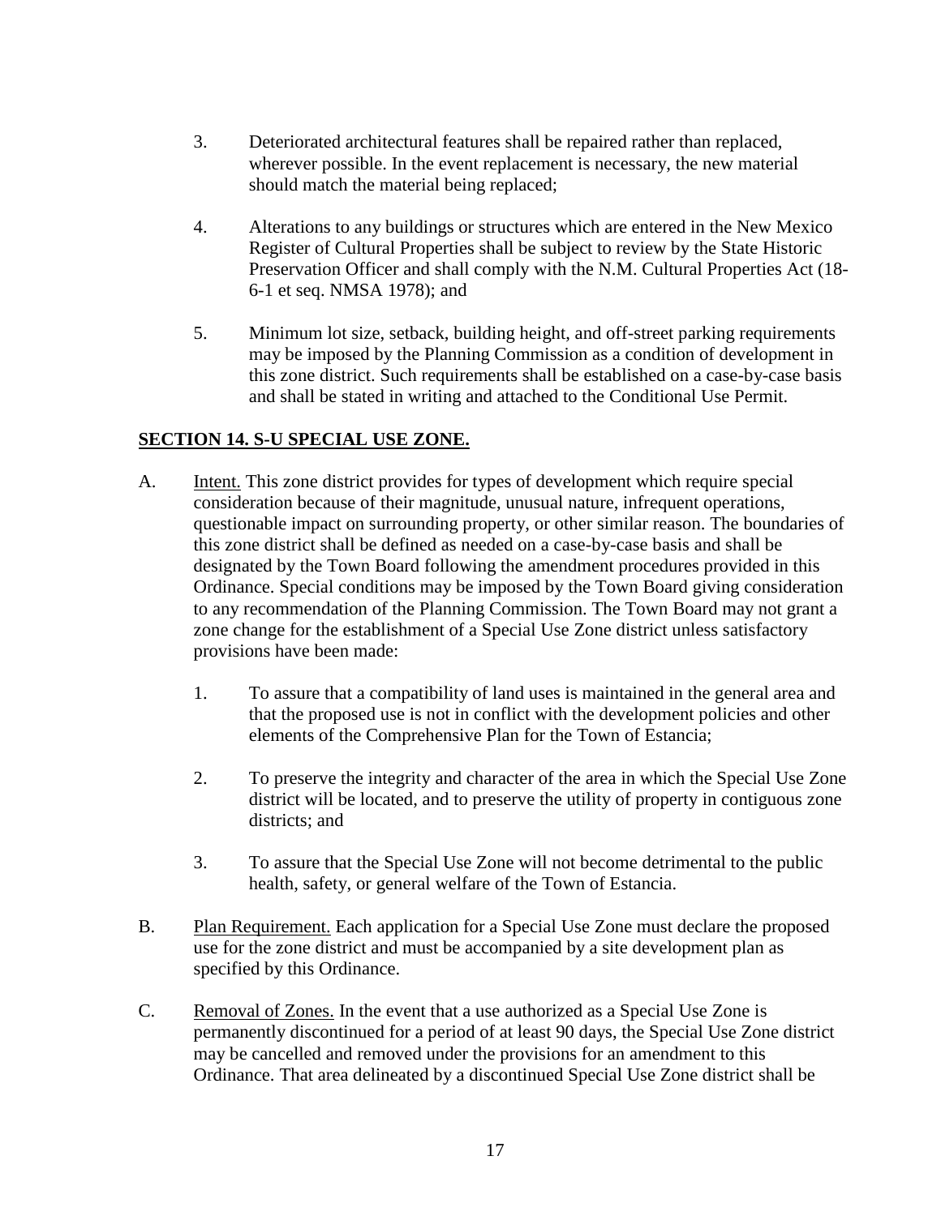3. Deteriorated architectural features shall be repaired rather than replaced, wherever possible. In the event replacement is necessary, the new material should match the material being replaced;

4. Alterations to any buildings or structures which are entered in the New Mexico Register of Cultural Properties shall be subject to review by the State Historic Preservation Officer and shall comply with the N.M. Cultural Properties Act (18-6-1 et seq. NMSA 1978); and

5. Minimum lot size, setback, building height, and off-street parking requirements may be imposed by the Planning Commission as a condition of development in this zone district. Such requirements shall be established on a case-by-case basis and shall be stated in writing and attached to the Conditional Use Permit.

## SECTION 14. S-U SPECIAL USE ZONE.

A. Intent. This zone district provides for types of development which require special consideration because of their magnitude, unusual nature, infrequent operations, questionable impact on surrounding property, or other similar reason. The boundaries of this zone district shall be defined as needed on a case-by-case basis and shall be designated by the Town Board following the amendment procedures provided in this Ordinance. Special conditions may be imposed by the Town Board giving consideration to any recommendation of the Planning Commission. The Town Board may not grant a zone change for the establishment of a Special Use Zone district unless satisfactory provisions have been made:

   1. To assure that a compatibility of land uses is maintained in the general area and that the proposed use is not in conflict with the development policies and other elements of the Comprehensive Plan for the Town of Estancia;

   2. To preserve the integrity and character of the area in which the Special Use Zone district will be located, and to preserve the utility of property in contiguous zone districts; and

   3. To assure that the Special Use Zone will not become detrimental to the public health, safety, or general welfare of the Town of Estancia.

B. Plan Requirement. Each application for a Special Use Zone must declare the proposed use for the zone district and must be accompanied by a site development plan as specified by this Ordinance.

C. Removal of Zones. In the event that a use authorized as a Special Use Zone is permanently discontinued for a period of at least 90 days, the Special Use Zone district may be cancelled and removed under the provisions for an amendment to this Ordinance. That area delineated by a discontinued Special Use Zone district shall be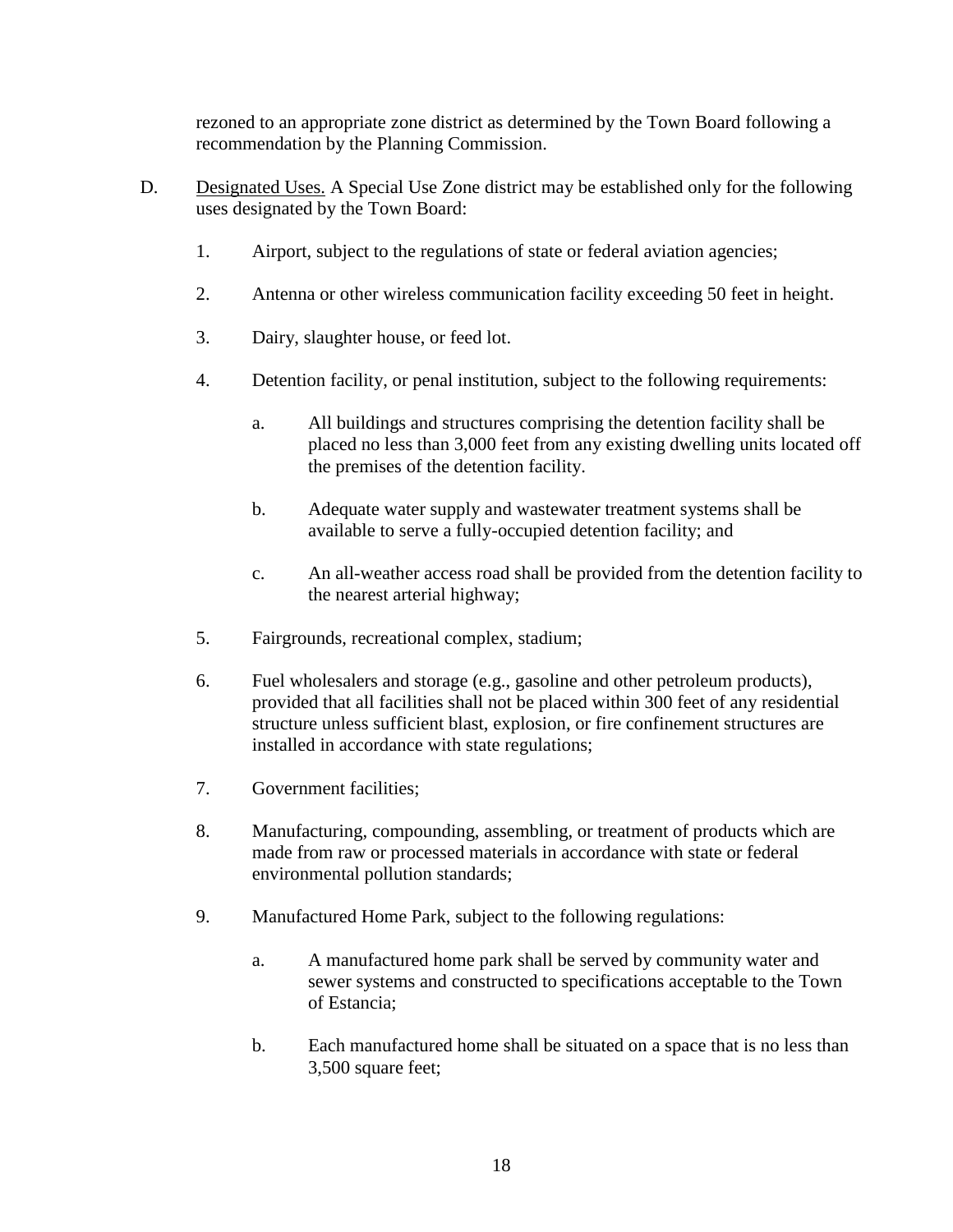rezoned to an appropriate zone district as determined by the Town Board following a recommendation by the Planning Commission.

D. Designated Uses. A Special Use Zone district may be established only for the following uses designated by the Town Board:

1. Airport, subject to the regulations of state or federal aviation agencies;

2. Antenna or other wireless communication facility exceeding 50 feet in height.

3. Dairy, slaughter house, or feed lot.

4. Detention facility, or penal institution, subject to the following requirements:

   a. All buildings and structures comprising the detention facility shall be placed no less than 3,000 feet from any existing dwelling units located off the premises of the detention facility.

   b. Adequate water supply and wastewater treatment systems shall be available to serve a fully-occupied detention facility; and

   c. An all-weather access road shall be provided from the detention facility to the nearest arterial highway;

5. Fairgrounds, recreational complex, stadium;

6. Fuel wholesalers and storage (e.g., gasoline and other petroleum products), provided that all facilities shall not be placed within 300 feet of any residential structure unless sufficient blast, explosion, or fire confinement structures are installed in accordance with state regulations;

7. Government facilities;

8. Manufacturing, compounding, assembling, or treatment of products which are made from raw or processed materials in accordance with state or federal environmental pollution standards;

9. Manufactured Home Park, subject to the following regulations:

   a. A manufactured home park shall be served by community water and sewer systems and constructed to specifications acceptable to the Town of Estancia;

   b. Each manufactured home shall be situated on a space that is no less than 3,500 square feet;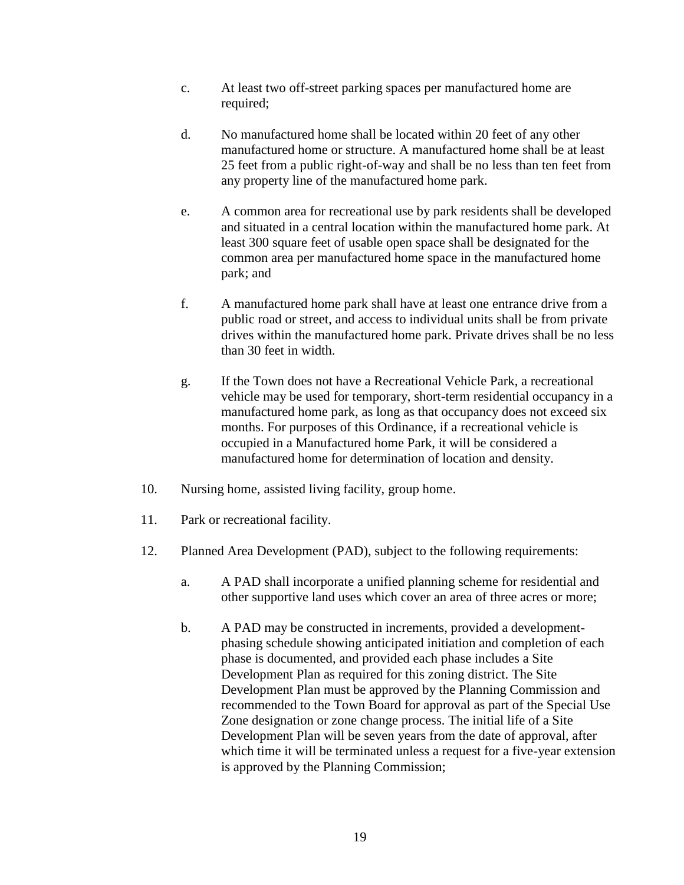c. At least two off-street parking spaces per manufactured home are required;

d. No manufactured home shall be located within 20 feet of any other manufactured home or structure. A manufactured home shall be at least 25 feet from a public right-of-way and shall be no less than ten feet from any property line of the manufactured home park.

e. A common area for recreational use by park residents shall be developed and situated in a central location within the manufactured home park. At least 300 square feet of usable open space shall be designated for the common area per manufactured home space in the manufactured home park; and

f. A manufactured home park shall have at least one entrance drive from a public road or street, and access to individual units shall be from private drives within the manufactured home park. Private drives shall be no less than 30 feet in width.

g. If the Town does not have a Recreational Vehicle Park, a recreational vehicle may be used for temporary, short-term residential occupancy in a manufactured home park, as long as that occupancy does not exceed six months. For purposes of this Ordinance, if a recreational vehicle is occupied in a Manufactured home Park, it will be considered a manufactured home for determination of location and density.

10. Nursing home, assisted living facility, group home.

11. Park or recreational facility.

12. Planned Area Development (PAD), subject to the following requirements:

a. A PAD shall incorporate a unified planning scheme for residential and other supportive land uses which cover an area of three acres or more;

b. A PAD may be constructed in increments, provided a development-phasing schedule showing anticipated initiation and completion of each phase is documented, and provided each phase includes a Site Development Plan as required for this zoning district. The Site Development Plan must be approved by the Planning Commission and recommended to the Town Board for approval as part of the Special Use Zone designation or zone change process. The initial life of a Site Development Plan will be seven years from the date of approval, after which time it will be terminated unless a request for a five-year extension is approved by the Planning Commission;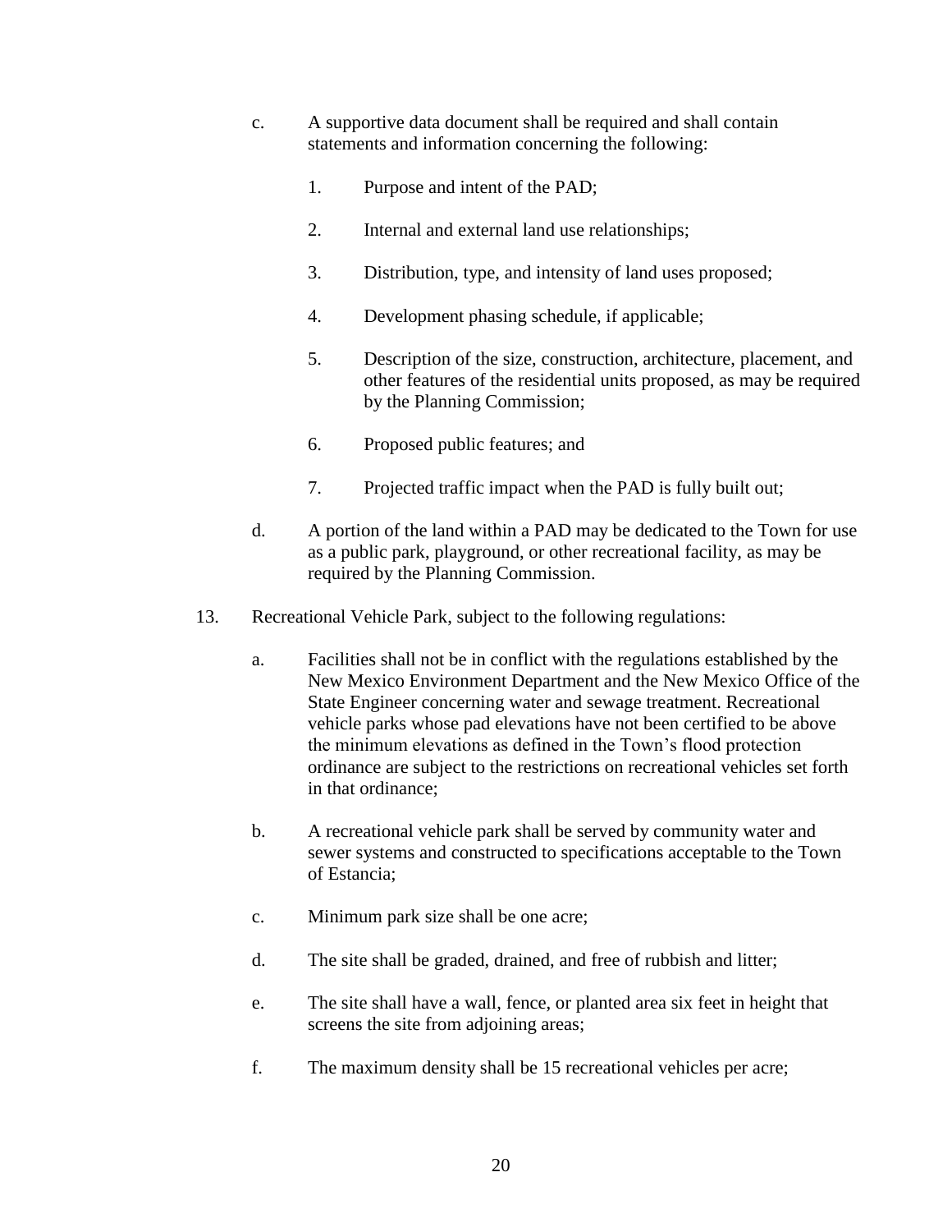c. A supportive data document shall be required and shall contain statements and information concerning the following:

   1. Purpose and intent of the PAD;

   2. Internal and external land use relationships;

   3. Distribution, type, and intensity of land uses proposed;

   4. Development phasing schedule, if applicable;

   5. Description of the size, construction, architecture, placement, and other features of the residential units proposed, as may be required by the Planning Commission;

   6. Proposed public features; and

   7. Projected traffic impact when the PAD is fully built out;

d. A portion of the land within a PAD may be dedicated to the Town for use as a public park, playground, or other recreational facility, as may be required by the Planning Commission.

13. Recreational Vehicle Park, subject to the following regulations:

   a. Facilities shall not be in conflict with the regulations established by the New Mexico Environment Department and the New Mexico Office of the State Engineer concerning water and sewage treatment. Recreational vehicle parks whose pad elevations have not been certified to be above the minimum elevations as defined in the Town's flood protection ordinance are subject to the restrictions on recreational vehicles set forth in that ordinance;

   b. A recreational vehicle park shall be served by community water and sewer systems and constructed to specifications acceptable to the Town of Estancia;

   c. Minimum park size shall be one acre;

   d. The site shall be graded, drained, and free of rubbish and litter;

   e. The site shall have a wall, fence, or planted area six feet in height that screens the site from adjoining areas;

   f. The maximum density shall be 15 recreational vehicles per acre;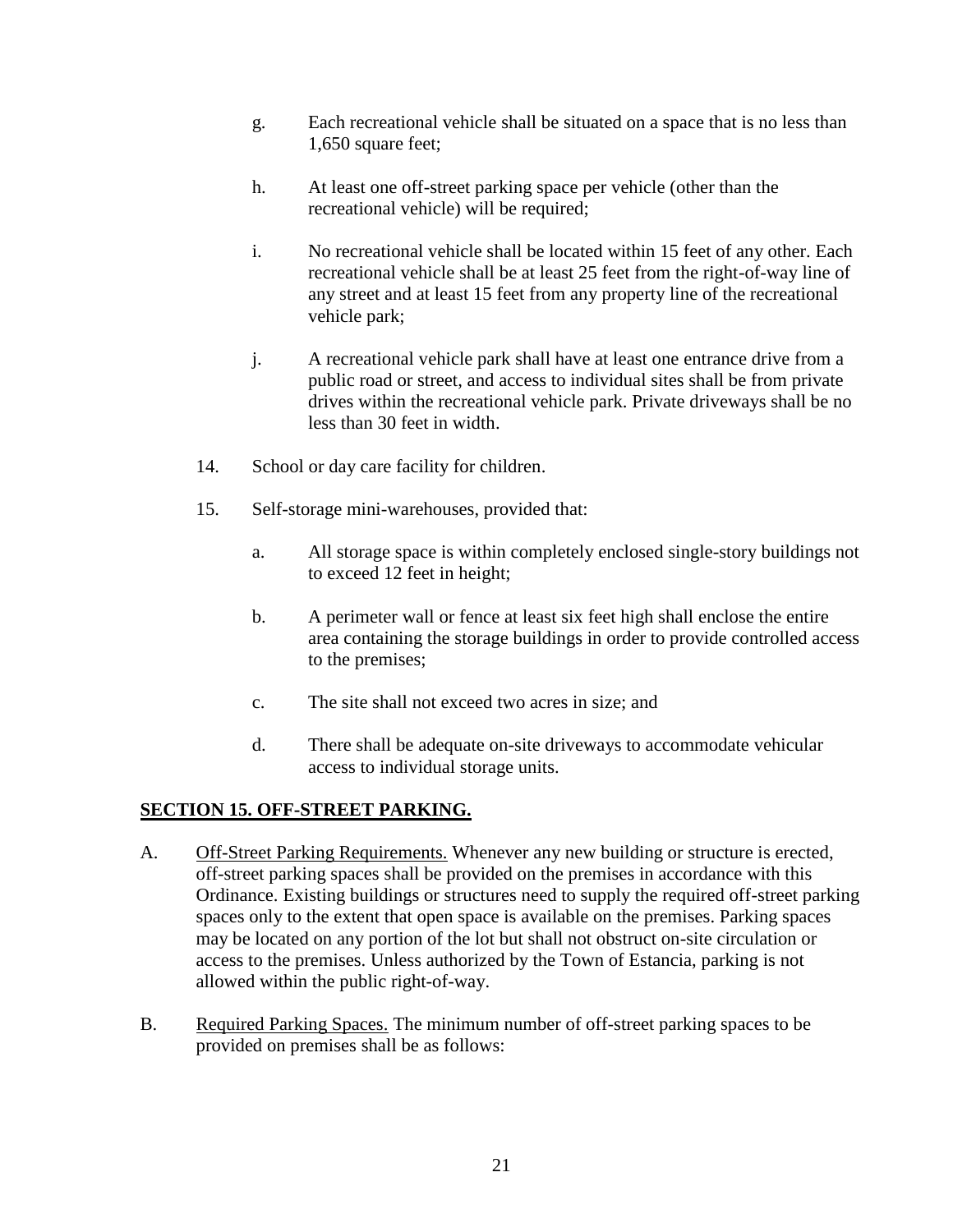g. Each recreational vehicle shall be situated on a space that is no less than 1,650 square feet;

h. At least one off-street parking space per vehicle (other than the recreational vehicle) will be required;

i. No recreational vehicle shall be located within 15 feet of any other. Each recreational vehicle shall be at least 25 feet from the right-of-way line of any street and at least 15 feet from any property line of the recreational vehicle park;

j. A recreational vehicle park shall have at least one entrance drive from a public road or street, and access to individual sites shall be from private drives within the recreational vehicle park. Private driveways shall be no less than 30 feet in width.

14. School or day care facility for children.

15. Self-storage mini-warehouses, provided that:

a. All storage space is within completely enclosed single-story buildings not to exceed 12 feet in height;

b. A perimeter wall or fence at least six feet high shall enclose the entire area containing the storage buildings in order to provide controlled access to the premises;

c. The site shall not exceed two acres in size; and

d. There shall be adequate on-site driveways to accommodate vehicular access to individual storage units.

## SECTION 15. OFF-STREET PARKING.

A. Off-Street Parking Requirements. Whenever any new building or structure is erected, off-street parking spaces shall be provided on the premises in accordance with this Ordinance. Existing buildings or structures need to supply the required off-street parking spaces only to the extent that open space is available on the premises. Parking spaces may be located on any portion of the lot but shall not obstruct on-site circulation or access to the premises. Unless authorized by the Town of Estancia, parking is not allowed within the public right-of-way.

B. Required Parking Spaces. The minimum number of off-street parking spaces to be provided on premises shall be as follows: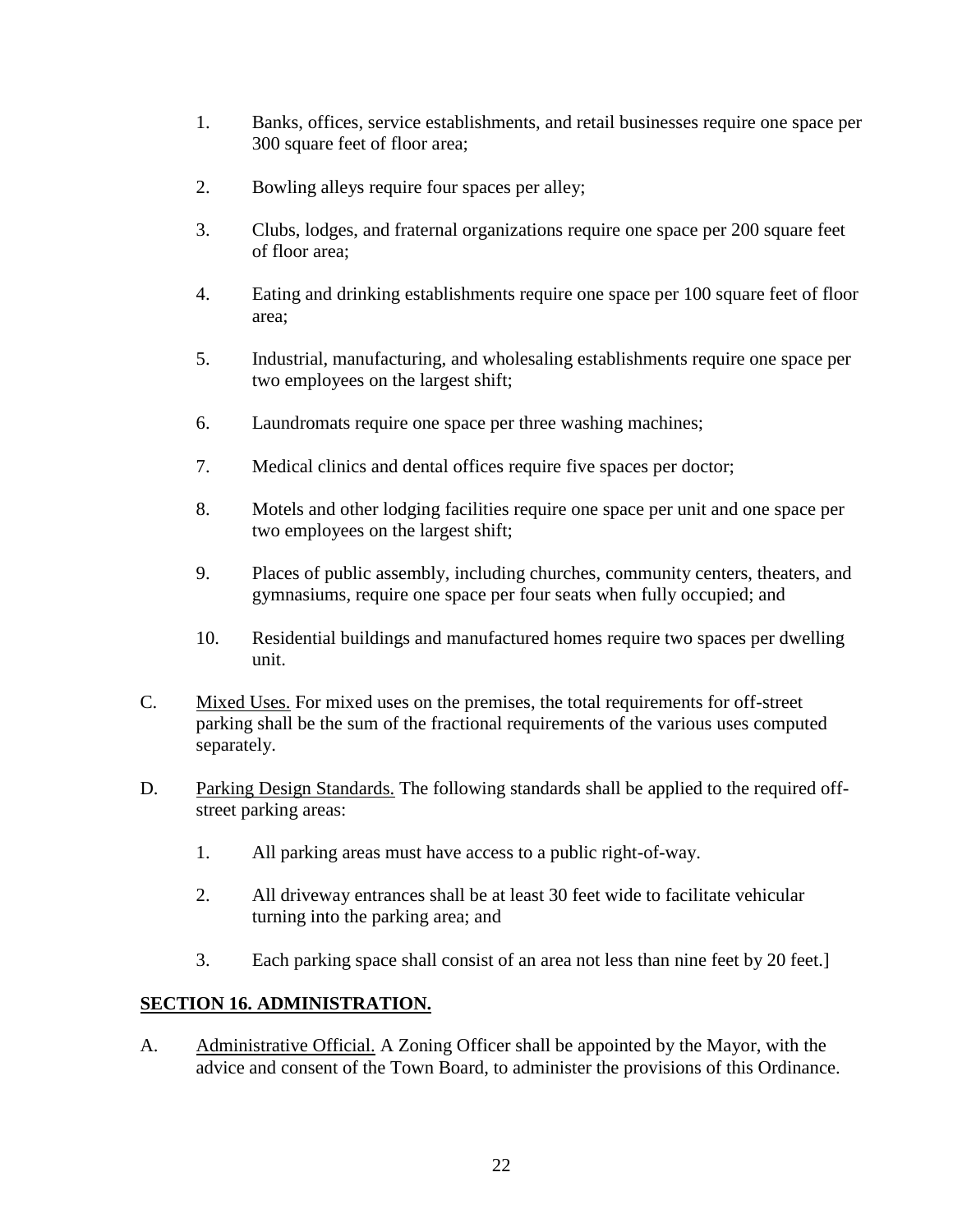1. Banks, offices, service establishments, and retail businesses require one space per 300 square feet of floor area;

2. Bowling alleys require four spaces per alley;

3. Clubs, lodges, and fraternal organizations require one space per 200 square feet of floor area;

4. Eating and drinking establishments require one space per 100 square feet of floor area;

5. Industrial, manufacturing, and wholesaling establishments require one space per two employees on the largest shift;

6. Laundromats require one space per three washing machines;

7. Medical clinics and dental offices require five spaces per doctor;

8. Motels and other lodging facilities require one space per unit and one space per two employees on the largest shift;

9. Places of public assembly, including churches, community centers, theaters, and gymnasiums, require one space per four seats when fully occupied; and

10. Residential buildings and manufactured homes require two spaces per dwelling unit.

C. Mixed Uses. For mixed uses on the premises, the total requirements for off-street parking shall be the sum of the fractional requirements of the various uses computed separately.

D. Parking Design Standards. The following standards shall be applied to the required off-street parking areas:

1. All parking areas must have access to a public right-of-way.

2. All driveway entrances shall be at least 30 feet wide to facilitate vehicular turning into the parking area; and

3. Each parking space shall consist of an area not less than nine feet by 20 feet.]

## SECTION 16. ADMINISTRATION.

A. Administrative Official. A Zoning Officer shall be appointed by the Mayor, with the advice and consent of the Town Board, to administer the provisions of this Ordinance.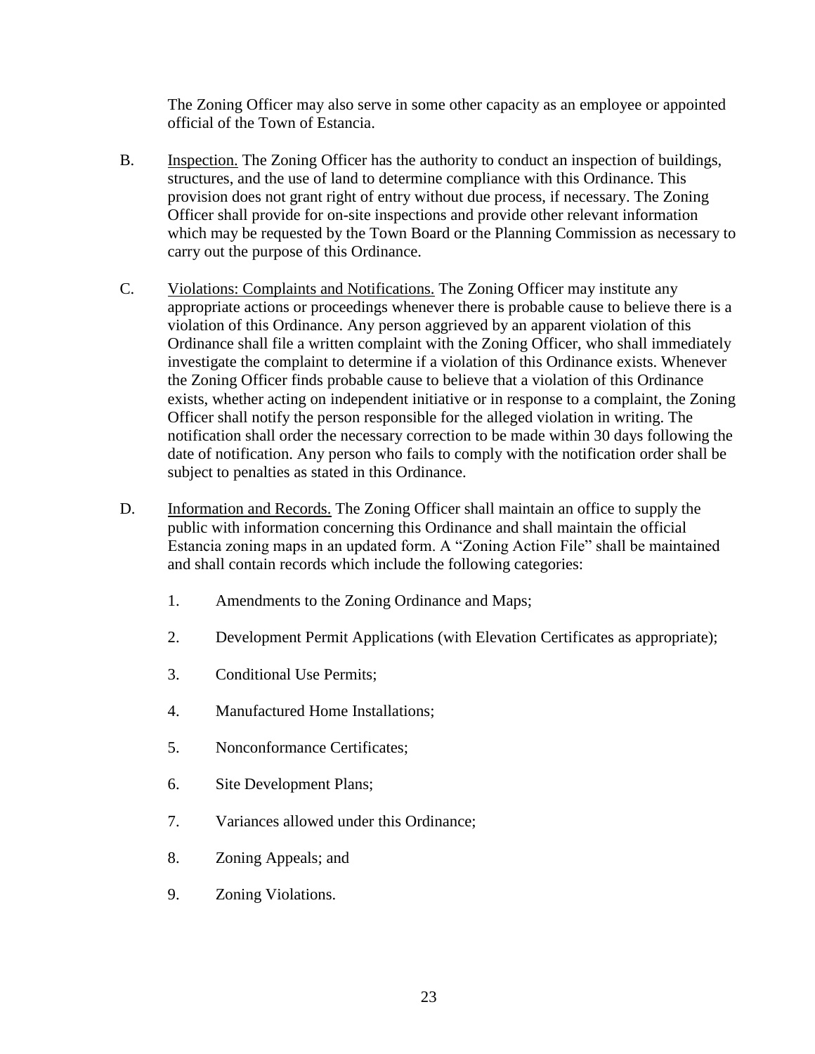The Zoning Officer may also serve in some other capacity as an employee or appointed official of the Town of Estancia.

B. Inspection. The Zoning Officer has the authority to conduct an inspection of buildings, structures, and the use of land to determine compliance with this Ordinance. This provision does not grant right of entry without due process, if necessary. The Zoning Officer shall provide for on-site inspections and provide other relevant information which may be requested by the Town Board or the Planning Commission as necessary to carry out the purpose of this Ordinance.

C. Violations: Complaints and Notifications. The Zoning Officer may institute any appropriate actions or proceedings whenever there is probable cause to believe there is a violation of this Ordinance. Any person aggrieved by an apparent violation of this Ordinance shall file a written complaint with the Zoning Officer, who shall immediately investigate the complaint to determine if a violation of this Ordinance exists. Whenever the Zoning Officer finds probable cause to believe that a violation of this Ordinance exists, whether acting on independent initiative or in response to a complaint, the Zoning Officer shall notify the person responsible for the alleged violation in writing. The notification shall order the necessary correction to be made within 30 days following the date of notification. Any person who fails to comply with the notification order shall be subject to penalties as stated in this Ordinance.

D. Information and Records. The Zoning Officer shall maintain an office to supply the public with information concerning this Ordinance and shall maintain the official Estancia zoning maps in an updated form. A "Zoning Action File" shall be maintained and shall contain records which include the following categories:

1. Amendments to the Zoning Ordinance and Maps;
2. Development Permit Applications (with Elevation Certificates as appropriate);
3. Conditional Use Permits;
4. Manufactured Home Installations;
5. Nonconformance Certificates;
6. Site Development Plans;
7. Variances allowed under this Ordinance;
8. Zoning Appeals; and
9. Zoning Violations.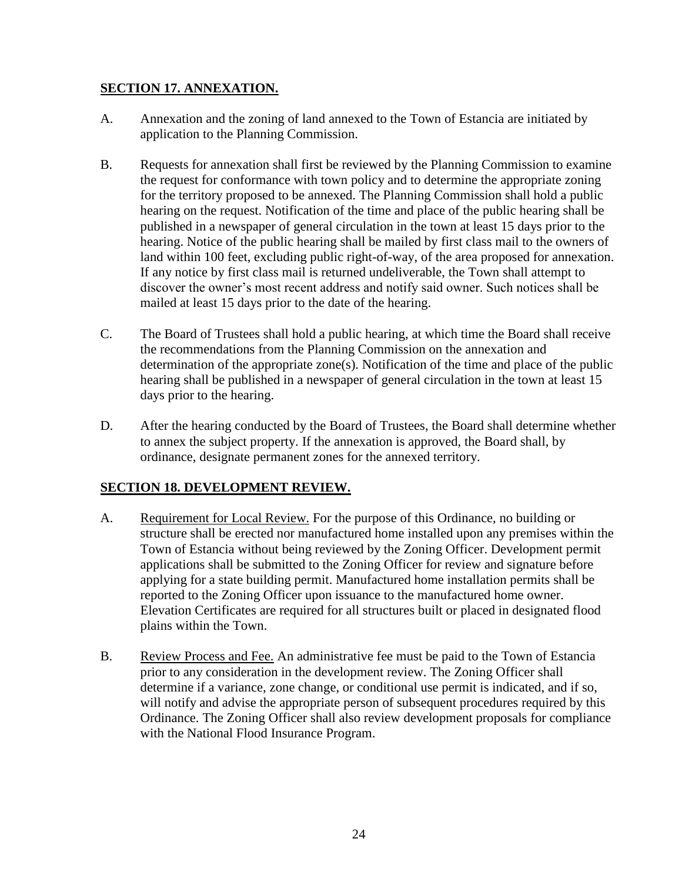## SECTION 17. ANNEXATION.

A. Annexation and the zoning of land annexed to the Town of Estancia are initiated by application to the Planning Commission.

B. Requests for annexation shall first be reviewed by the Planning Commission to examine the request for conformance with town policy and to determine the appropriate zoning for the territory proposed to be annexed. The Planning Commission shall hold a public hearing on the request. Notification of the time and place of the public hearing shall be published in a newspaper of general circulation in the town at least 15 days prior to the hearing. Notice of the public hearing shall be mailed by first class mail to the owners of land within 100 feet, excluding public right-of-way, of the area proposed for annexation. If any notice by first class mail is returned undeliverable, the Town shall attempt to discover the owner's most recent address and notify said owner. Such notices shall be mailed at least 15 days prior to the date of the hearing.

C. The Board of Trustees shall hold a public hearing, at which time the Board shall receive the recommendations from the Planning Commission on the annexation and determination of the appropriate zone(s). Notification of the time and place of the public hearing shall be published in a newspaper of general circulation in the town at least 15 days prior to the hearing.

D. After the hearing conducted by the Board of Trustees, the Board shall determine whether to annex the subject property. If the annexation is approved, the Board shall, by ordinance, designate permanent zones for the annexed territory.

## SECTION 18. DEVELOPMENT REVIEW.

A. Requirement for Local Review. For the purpose of this Ordinance, no building or structure shall be erected nor manufactured home installed upon any premises within the Town of Estancia without being reviewed by the Zoning Officer. Development permit applications shall be submitted to the Zoning Officer for review and signature before applying for a state building permit. Manufactured home installation permits shall be reported to the Zoning Officer upon issuance to the manufactured home owner. Elevation Certificates are required for all structures built or placed in designated flood plains within the Town.

B. Review Process and Fee. An administrative fee must be paid to the Town of Estancia prior to any consideration in the development review. The Zoning Officer shall determine if a variance, zone change, or conditional use permit is indicated, and if so, will notify and advise the appropriate person of subsequent procedures required by this Ordinance. The Zoning Officer shall also review development proposals for compliance with the National Flood Insurance Program.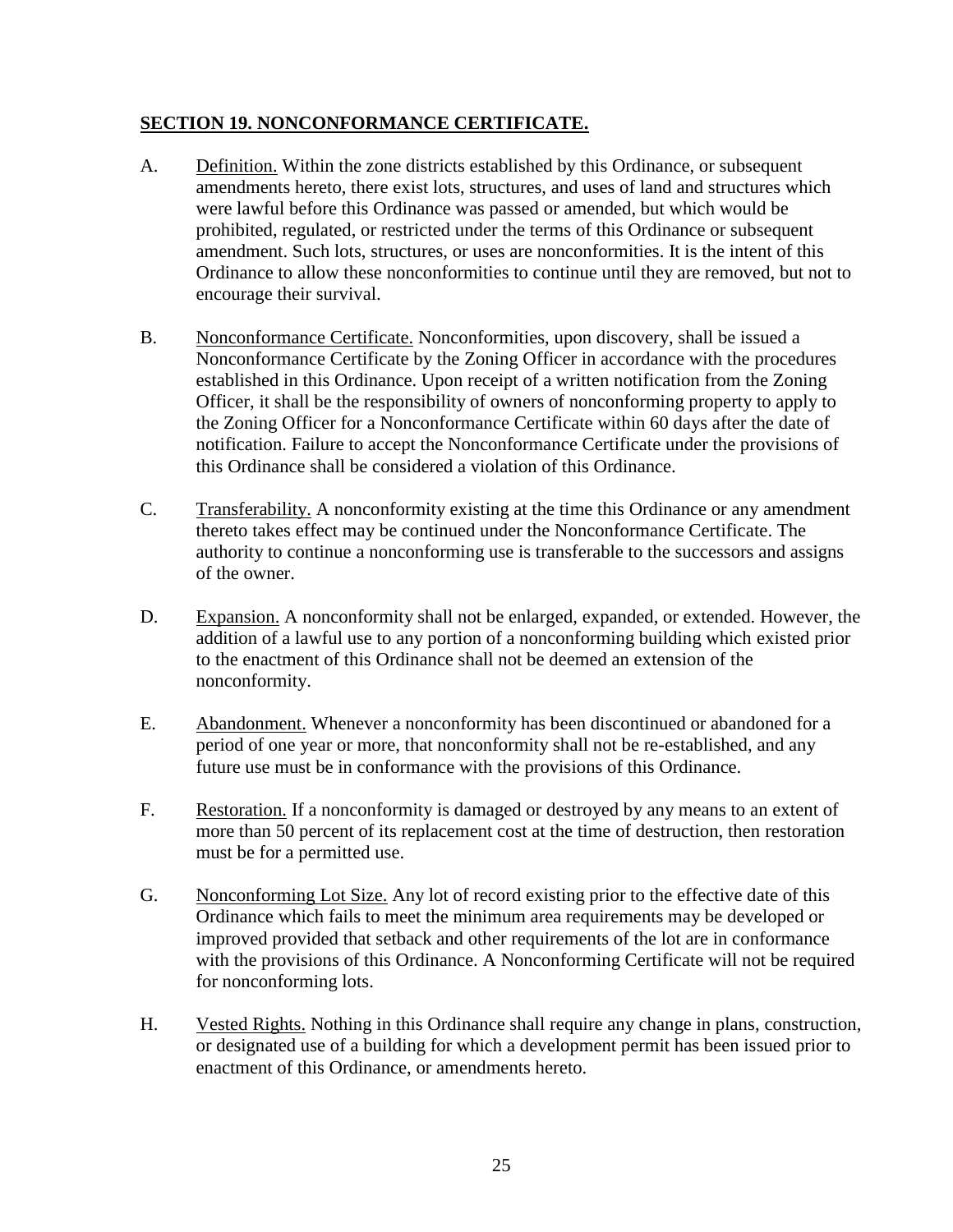## SECTION 19. NONCONFORMANCE CERTIFICATE.

A. Definition. Within the zone districts established by this Ordinance, or subsequent amendments hereto, there exist lots, structures, and uses of land and structures which were lawful before this Ordinance was passed or amended, but which would be prohibited, regulated, or restricted under the terms of this Ordinance or subsequent amendment. Such lots, structures, or uses are nonconformities. It is the intent of this Ordinance to allow these nonconformities to continue until they are removed, but not to encourage their survival.

B. Nonconformance Certificate. Nonconformities, upon discovery, shall be issued a Nonconformance Certificate by the Zoning Officer in accordance with the procedures established in this Ordinance. Upon receipt of a written notification from the Zoning Officer, it shall be the responsibility of owners of nonconforming property to apply to the Zoning Officer for a Nonconformance Certificate within 60 days after the date of notification. Failure to accept the Nonconformance Certificate under the provisions of this Ordinance shall be considered a violation of this Ordinance.

C. Transferability. A nonconformity existing at the time this Ordinance or any amendment thereto takes effect may be continued under the Nonconformance Certificate. The authority to continue a nonconforming use is transferable to the successors and assigns of the owner.

D. Expansion. A nonconformity shall not be enlarged, expanded, or extended. However, the addition of a lawful use to any portion of a nonconforming building which existed prior to the enactment of this Ordinance shall not be deemed an extension of the nonconformity.

E. Abandonment. Whenever a nonconformity has been discontinued or abandoned for a period of one year or more, that nonconformity shall not be re-established, and any future use must be in conformance with the provisions of this Ordinance.

F. Restoration. If a nonconformity is damaged or destroyed by any means to an extent of more than 50 percent of its replacement cost at the time of destruction, then restoration must be for a permitted use.

G. Nonconforming Lot Size. Any lot of record existing prior to the effective date of this Ordinance which fails to meet the minimum area requirements may be developed or improved provided that setback and other requirements of the lot are in conformance with the provisions of this Ordinance. A Nonconforming Certificate will not be required for nonconforming lots.

H. Vested Rights. Nothing in this Ordinance shall require any change in plans, construction, or designated use of a building for which a development permit has been issued prior to enactment of this Ordinance, or amendments hereto.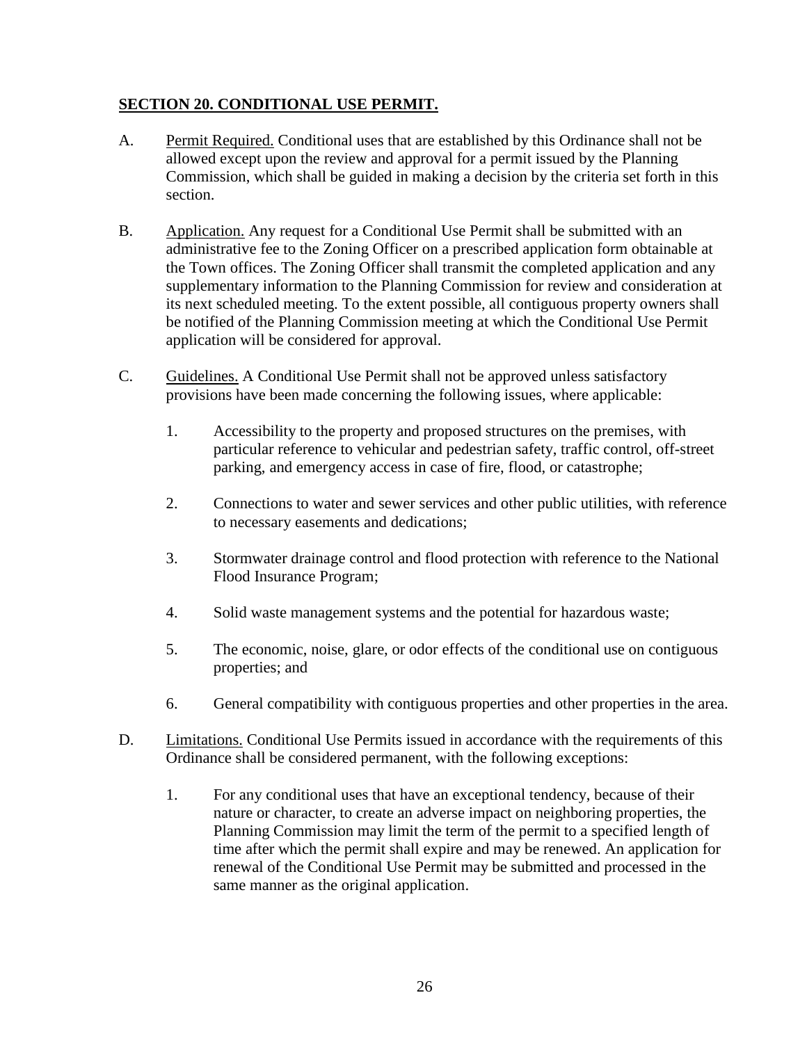## SECTION 20. CONDITIONAL USE PERMIT.

A. Permit Required. Conditional uses that are established by this Ordinance shall not be allowed except upon the review and approval for a permit issued by the Planning Commission, which shall be guided in making a decision by the criteria set forth in this section.

B. Application. Any request for a Conditional Use Permit shall be submitted with an administrative fee to the Zoning Officer on a prescribed application form obtainable at the Town offices. The Zoning Officer shall transmit the completed application and any supplementary information to the Planning Commission for review and consideration at its next scheduled meeting. To the extent possible, all contiguous property owners shall be notified of the Planning Commission meeting at which the Conditional Use Permit application will be considered for approval.

C. Guidelines. A Conditional Use Permit shall not be approved unless satisfactory provisions have been made concerning the following issues, where applicable:

1. Accessibility to the property and proposed structures on the premises, with particular reference to vehicular and pedestrian safety, traffic control, off-street parking, and emergency access in case of fire, flood, or catastrophe;

2. Connections to water and sewer services and other public utilities, with reference to necessary easements and dedications;

3. Stormwater drainage control and flood protection with reference to the National Flood Insurance Program;

4. Solid waste management systems and the potential for hazardous waste;

5. The economic, noise, glare, or odor effects of the conditional use on contiguous properties; and

6. General compatibility with contiguous properties and other properties in the area.

D. Limitations. Conditional Use Permits issued in accordance with the requirements of this Ordinance shall be considered permanent, with the following exceptions:

1. For any conditional uses that have an exceptional tendency, because of their nature or character, to create an adverse impact on neighboring properties, the Planning Commission may limit the term of the permit to a specified length of time after which the permit shall expire and may be renewed. An application for renewal of the Conditional Use Permit may be submitted and processed in the same manner as the original application.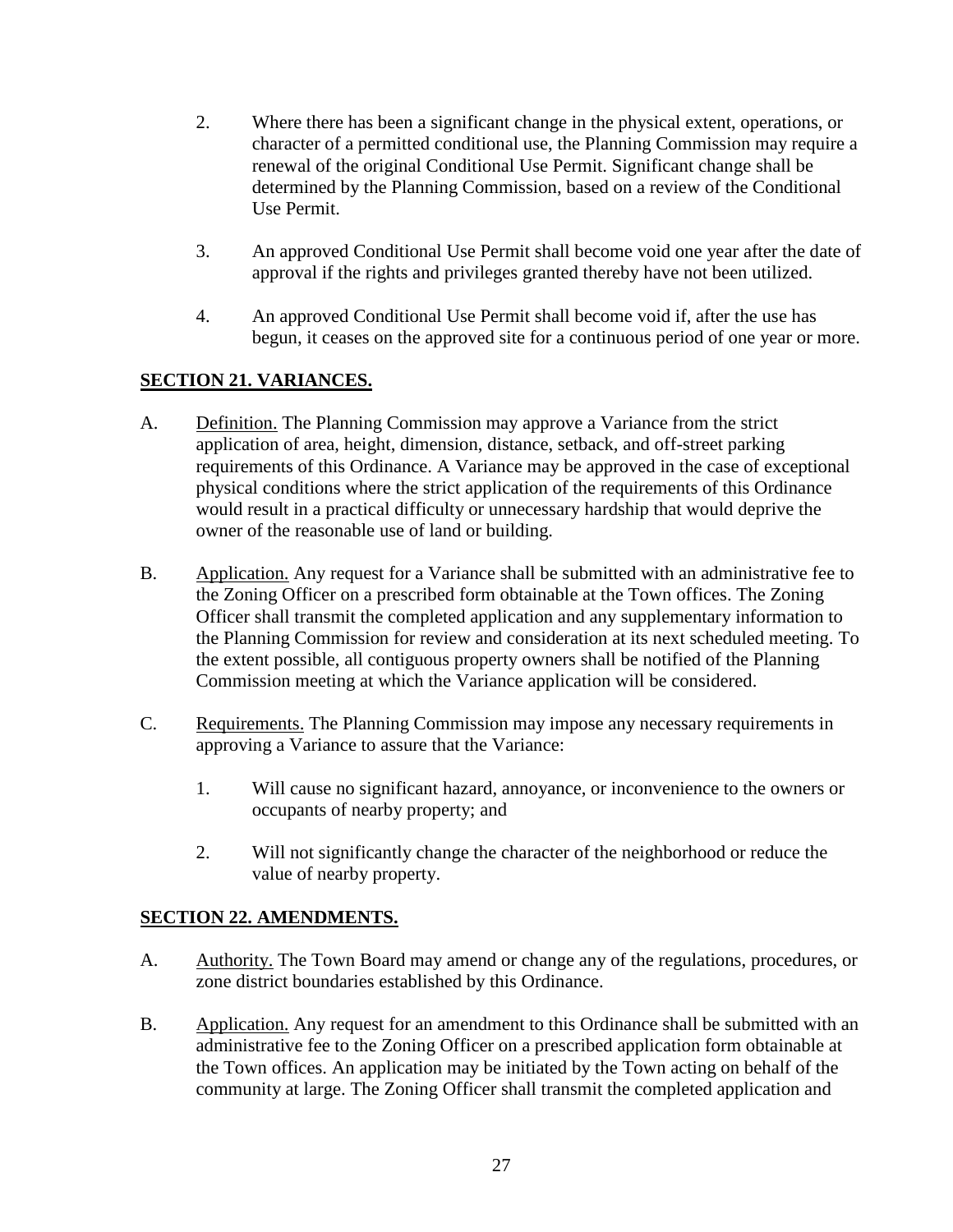2. Where there has been a significant change in the physical extent, operations, or character of a permitted conditional use, the Planning Commission may require a renewal of the original Conditional Use Permit. Significant change shall be determined by the Planning Commission, based on a review of the Conditional Use Permit.

3. An approved Conditional Use Permit shall become void one year after the date of approval if the rights and privileges granted thereby have not been utilized.

4. An approved Conditional Use Permit shall become void if, after the use has begun, it ceases on the approved site for a continuous period of one year or more.

## SECTION 21. VARIANCES.

A. Definition. The Planning Commission may approve a Variance from the strict application of area, height, dimension, distance, setback, and off-street parking requirements of this Ordinance. A Variance may be approved in the case of exceptional physical conditions where the strict application of the requirements of this Ordinance would result in a practical difficulty or unnecessary hardship that would deprive the owner of the reasonable use of land or building.

B. Application. Any request for a Variance shall be submitted with an administrative fee to the Zoning Officer on a prescribed form obtainable at the Town offices. The Zoning Officer shall transmit the completed application and any supplementary information to the Planning Commission for review and consideration at its next scheduled meeting. To the extent possible, all contiguous property owners shall be notified of the Planning Commission meeting at which the Variance application will be considered.

C. Requirements. The Planning Commission may impose any necessary requirements in approving a Variance to assure that the Variance:

1. Will cause no significant hazard, annoyance, or inconvenience to the owners or occupants of nearby property; and

2. Will not significantly change the character of the neighborhood or reduce the value of nearby property.

## SECTION 22. AMENDMENTS.

A. Authority. The Town Board may amend or change any of the regulations, procedures, or zone district boundaries established by this Ordinance.

B. Application. Any request for an amendment to this Ordinance shall be submitted with an administrative fee to the Zoning Officer on a prescribed application form obtainable at the Town offices. An application may be initiated by the Town acting on behalf of the community at large. The Zoning Officer shall transmit the completed application and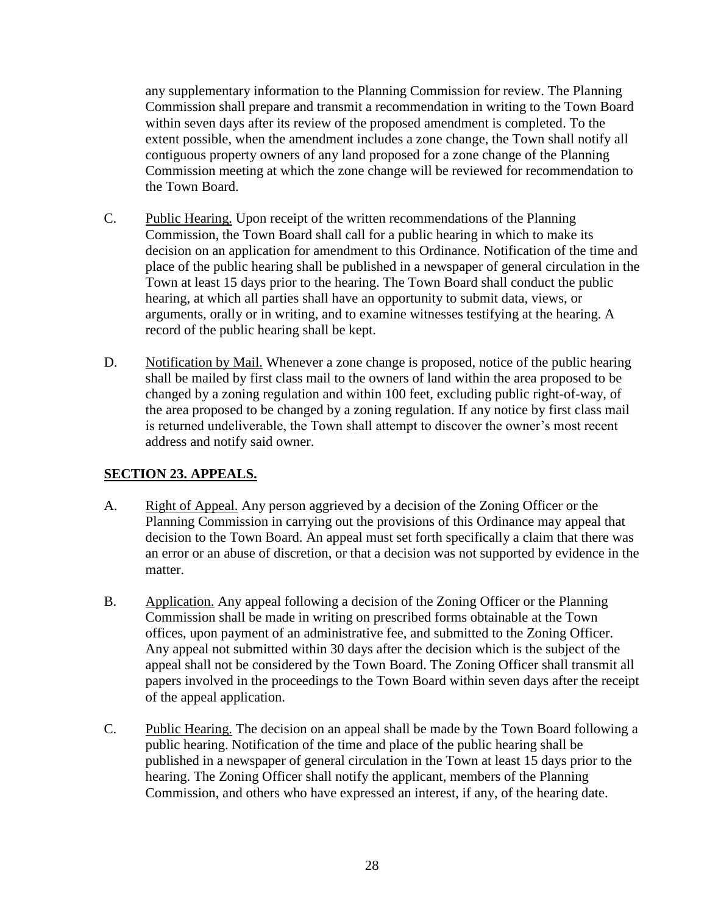any supplementary information to the Planning Commission for review. The Planning Commission shall prepare and transmit a recommendation in writing to the Town Board within seven days after its review of the proposed amendment is completed. To the extent possible, when the amendment includes a zone change, the Town shall notify all contiguous property owners of any land proposed for a zone change of the Planning Commission meeting at which the zone change will be reviewed for recommendation to the Town Board.

C. Public Hearing. Upon receipt of the written recommendations of the Planning Commission, the Town Board shall call for a public hearing in which to make its decision on an application for amendment to this Ordinance. Notification of the time and place of the public hearing shall be published in a newspaper of general circulation in the Town at least 15 days prior to the hearing. The Town Board shall conduct the public hearing, at which all parties shall have an opportunity to submit data, views, or arguments, orally or in writing, and to examine witnesses testifying at the hearing. A record of the public hearing shall be kept.

D. Notification by Mail. Whenever a zone change is proposed, notice of the public hearing shall be mailed by first class mail to the owners of land within the area proposed to be changed by a zoning regulation and within 100 feet, excluding public right-of-way, of the area proposed to be changed by a zoning regulation. If any notice by first class mail is returned undeliverable, the Town shall attempt to discover the owner's most recent address and notify said owner.

## SECTION 23. APPEALS.

A. Right of Appeal. Any person aggrieved by a decision of the Zoning Officer or the Planning Commission in carrying out the provisions of this Ordinance may appeal that decision to the Town Board. An appeal must set forth specifically a claim that there was an error or an abuse of discretion, or that a decision was not supported by evidence in the matter.

B. Application. Any appeal following a decision of the Zoning Officer or the Planning Commission shall be made in writing on prescribed forms obtainable at the Town offices, upon payment of an administrative fee, and submitted to the Zoning Officer. Any appeal not submitted within 30 days after the decision which is the subject of the appeal shall not be considered by the Town Board. The Zoning Officer shall transmit all papers involved in the proceedings to the Town Board within seven days after the receipt of the appeal application.

C. Public Hearing. The decision on an appeal shall be made by the Town Board following a public hearing. Notification of the time and place of the public hearing shall be published in a newspaper of general circulation in the Town at least 15 days prior to the hearing. The Zoning Officer shall notify the applicant, members of the Planning Commission, and others who have expressed an interest, if any, of the hearing date.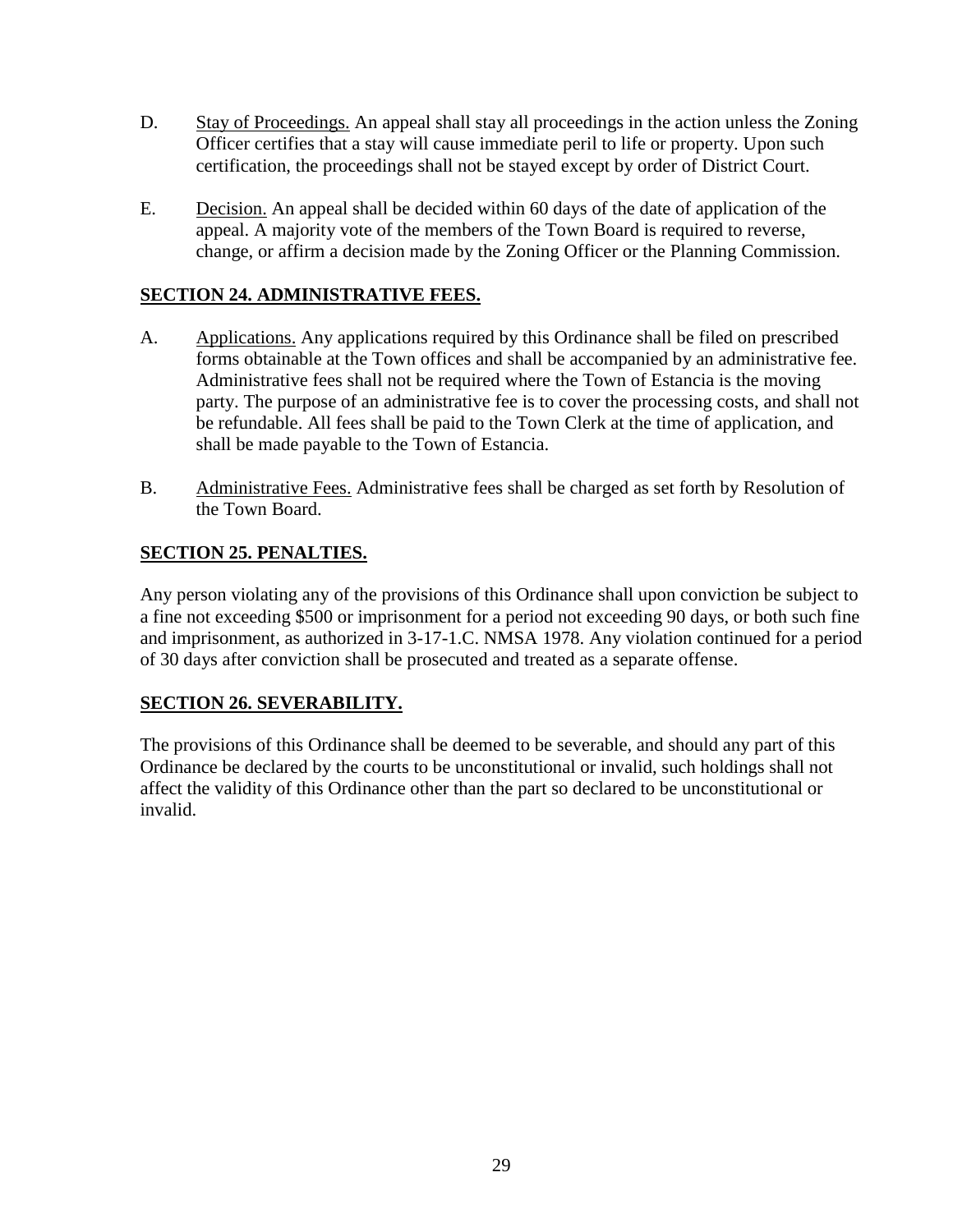D. Stay of Proceedings. An appeal shall stay all proceedings in the action unless the Zoning Officer certifies that a stay will cause immediate peril to life or property. Upon such certification, the proceedings shall not be stayed except by order of District Court.

E. Decision. An appeal shall be decided within 60 days of the date of application of the appeal. A majority vote of the members of the Town Board is required to reverse, change, or affirm a decision made by the Zoning Officer or the Planning Commission.

## SECTION 24. ADMINISTRATIVE FEES.

A. Applications. Any applications required by this Ordinance shall be filed on prescribed forms obtainable at the Town offices and shall be accompanied by an administrative fee. Administrative fees shall not be required where the Town of Estancia is the moving party. The purpose of an administrative fee is to cover the processing costs, and shall not be refundable. All fees shall be paid to the Town Clerk at the time of application, and shall be made payable to the Town of Estancia.

B. Administrative Fees. Administrative fees shall be charged as set forth by Resolution of the Town Board.

## SECTION 25. PENALTIES.

Any person violating any of the provisions of this Ordinance shall upon conviction be subject to a fine not exceeding $500 or imprisonment for a period not exceeding 90 days, or both such fine and imprisonment, as authorized in 3-17-1.C. NMSA 1978. Any violation continued for a period of 30 days after conviction shall be prosecuted and treated as a separate offense.

## SECTION 26. SEVERABILITY.

The provisions of this Ordinance shall be deemed to be severable, and should any part of this Ordinance be declared by the courts to be unconstitutional or invalid, such holdings shall not affect the validity of this Ordinance other than the part so declared to be unconstitutional or invalid.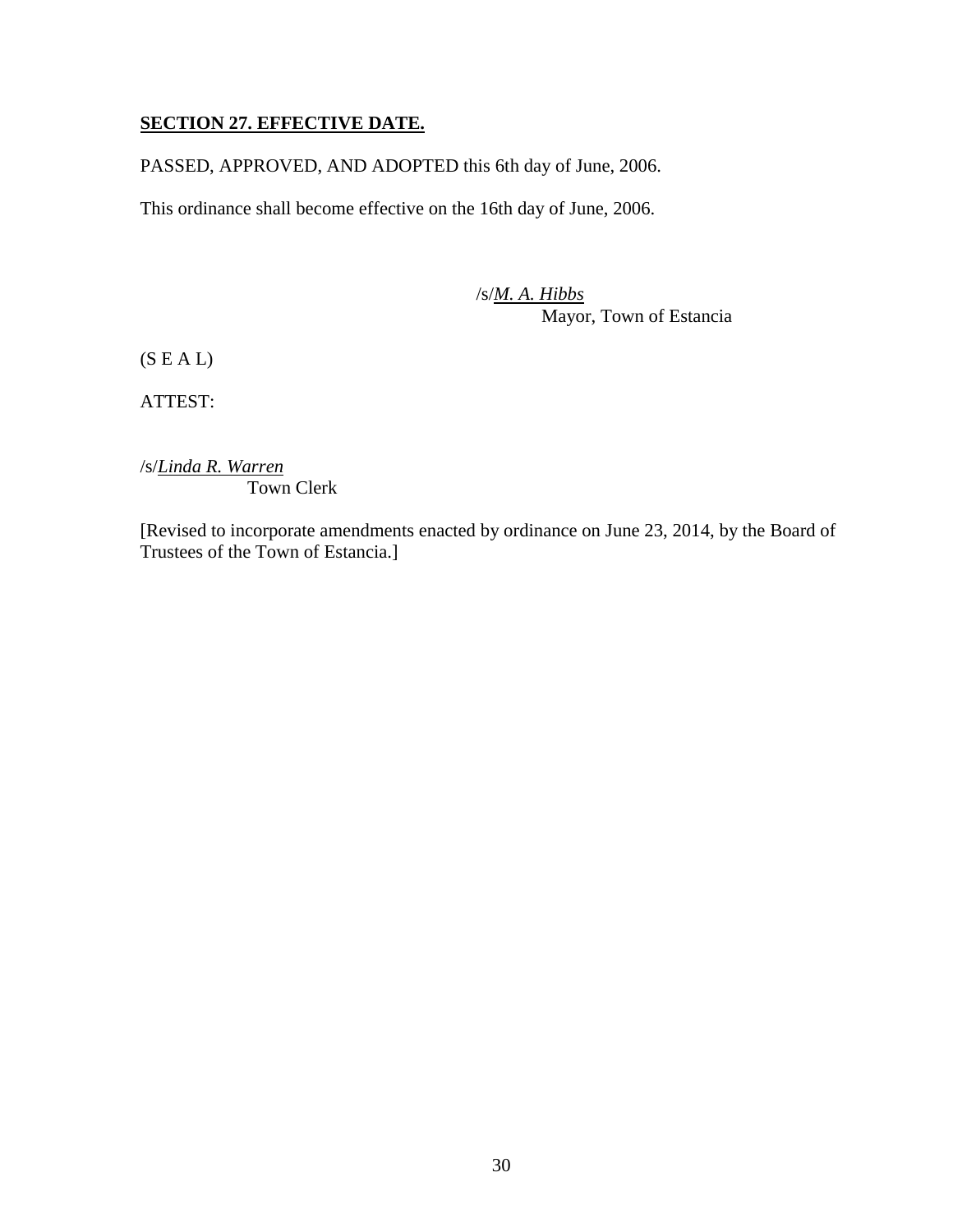**SECTION 27. EFFECTIVE DATE.**

PASSED, APPROVED, AND ADOPTED this 6th day of June, 2006.

This ordinance shall become effective on the 16th day of June, 2006.

/s/*M. A. Hibbs*
Mayor, Town of Estancia

(S E A L)

ATTEST:

/s/*Linda R. Warren*
Town Clerk

[Revised to incorporate amendments enacted by ordinance on June 23, 2014, by the Board of Trustees of the Town of Estancia.]